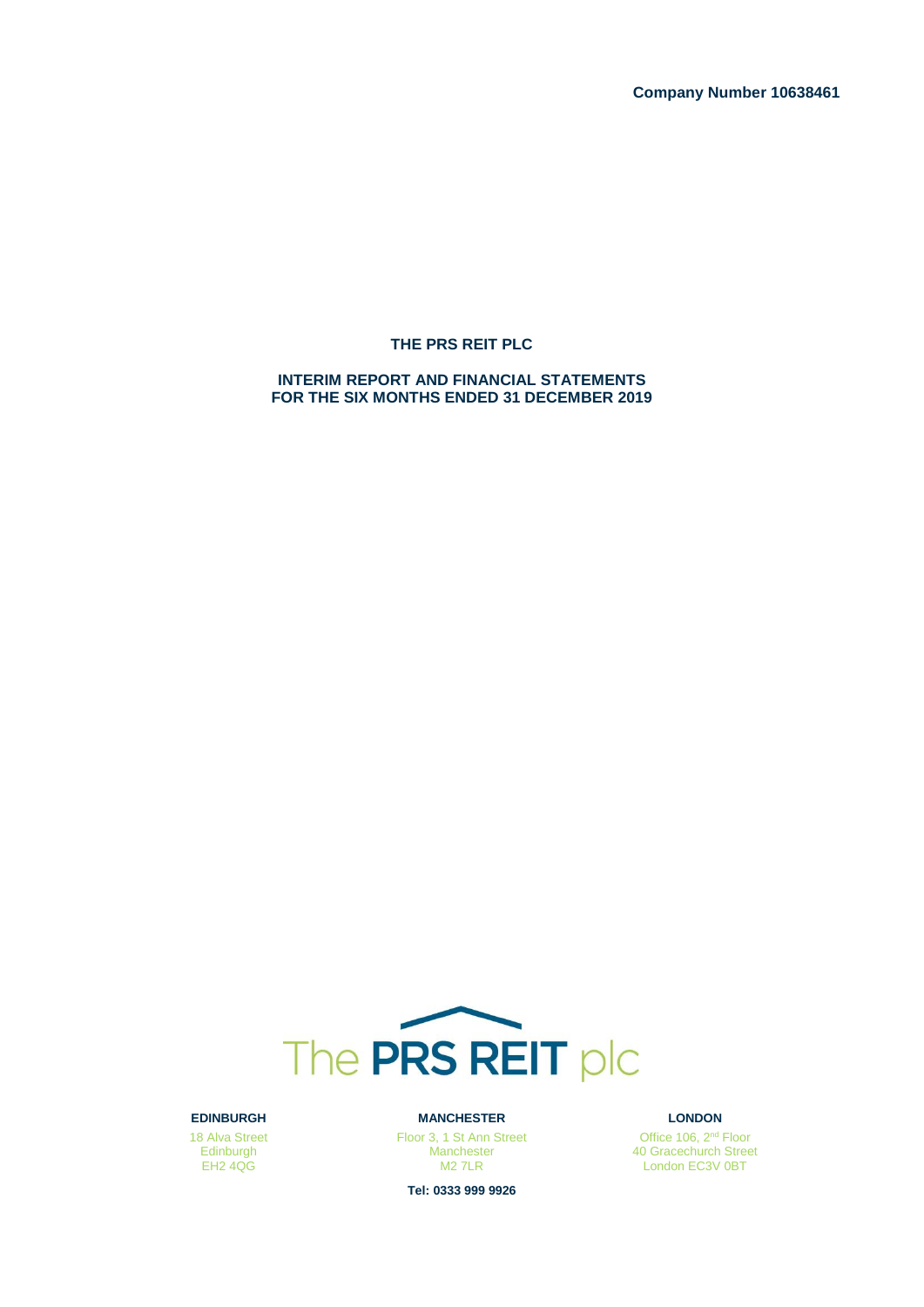**Company Number 10638461**

# THE PRS REIT PLC

## INTERIM REPORT AND FINANCIAL STATEMENTS
## FOR THE SIX MONTHS ENDED 31 DECEMBER 2019

The PRS REIT plc

**EDINBURGH**

18 Alva Street
Edinburgh
EH2 4QG

**MANCHESTER**

Floor 3, 1 St Ann Street
Manchester
M2 7LR

**LONDON**

Office 106, 2nd Floor
40 Gracechurch Street
London EC3V 0BT

**Tel: 0333 999 9926**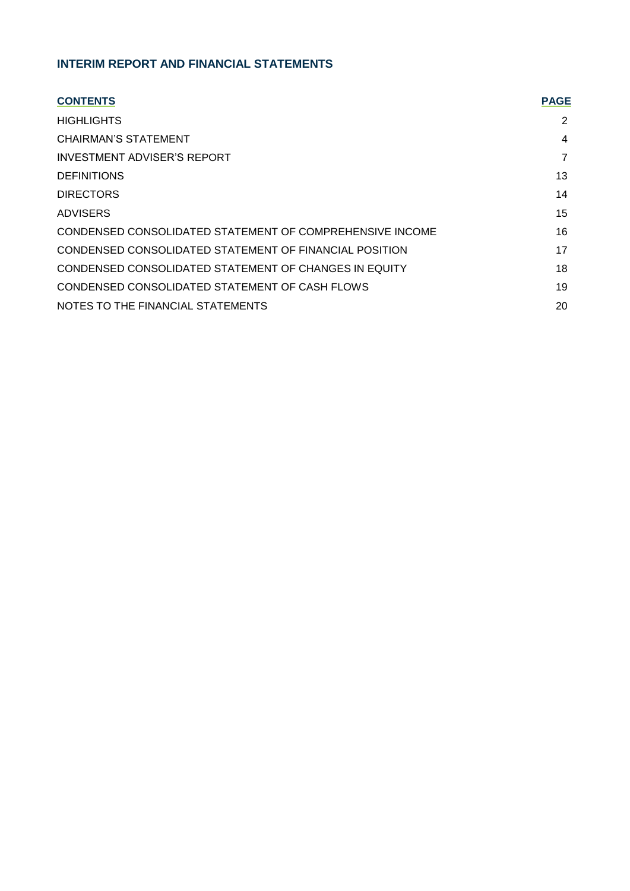# INTERIM REPORT AND FINANCIAL STATEMENTS

| CONTENTS | PAGE |
|---|---|
| HIGHLIGHTS | 2 |
| CHAIRMAN'S STATEMENT | 4 |
| INVESTMENT ADVISER'S REPORT | 7 |
| DEFINITIONS | 13 |
| DIRECTORS | 14 |
| ADVISERS | 15 |
| CONDENSED CONSOLIDATED STATEMENT OF COMPREHENSIVE INCOME | 16 |
| CONDENSED CONSOLIDATED STATEMENT OF FINANCIAL POSITION | 17 |
| CONDENSED CONSOLIDATED STATEMENT OF CHANGES IN EQUITY | 18 |
| CONDENSED CONSOLIDATED STATEMENT OF CASH FLOWS | 19 |
| NOTES TO THE FINANCIAL STATEMENTS | 20 |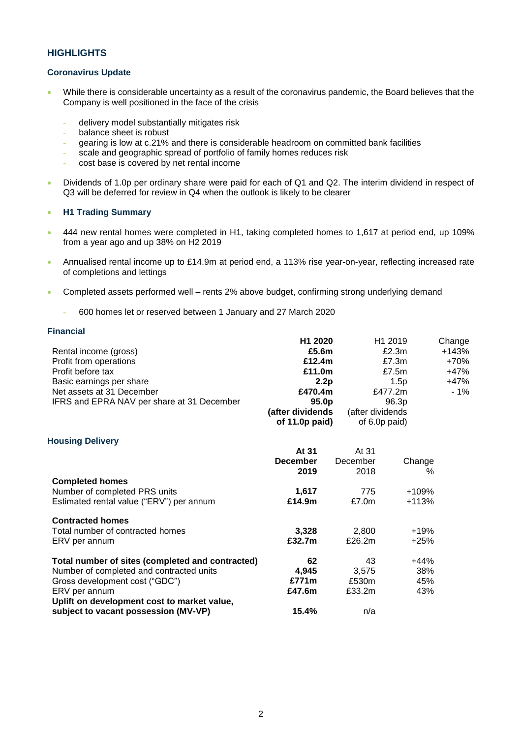## HIGHLIGHTS

### Coronavirus Update

- While there is considerable uncertainty as a result of the coronavirus pandemic, the Board believes that the Company is well positioned in the face of the crisis
  - delivery model substantially mitigates risk
  - balance sheet is robust
  - gearing is low at c.21% and there is considerable headroom on committed bank facilities
  - scale and geographic spread of portfolio of family homes reduces risk
  - cost base is covered by net rental income
- Dividends of 1.0p per ordinary share were paid for each of Q1 and Q2. The interim dividend in respect of Q3 will be deferred for review in Q4 when the outlook is likely to be clearer
- **H1 Trading Summary**
- 444 new rental homes were completed in H1, taking completed homes to 1,617 at period end, up 109% from a year ago and up 38% on H2 2019
- Annualised rental income up to £14.9m at period end, a 113% rise year-on-year, reflecting increased rate of completions and lettings
- Completed assets performed well – rents 2% above budget, confirming strong underlying demand
  - 600 homes let or reserved between 1 January and 27 March 2020

### Financial

| | H1 2020 | H1 2019 | Change |
|---|---|---|---|
| Rental income (gross) | **£5.6m** | £2.3m | +143% |
| Profit from operations | **£12.4m** | £7.3m | +70% |
| Profit before tax | **£11.0m** | £7.5m | +47% |
| Basic earnings per share | **2.2p** | 1.5p | +47% |
| Net assets at 31 December | **£470.4m** | £477.2m | - 1% |
| IFRS and EPRA NAV per share at 31 December | **95.0p (after dividends of 11.0p paid)** | 96.3p (after dividends of 6.0p paid) | |

### Housing Delivery

| | At 31 December 2019 | At 31 December 2018 | Change % |
|---|---|---|---|
| **Completed homes** | | | |
| Number of completed PRS units | **1,617** | 775 | +109% |
| Estimated rental value ("ERV") per annum | **£14.9m** | £7.0m | +113% |
| **Contracted homes** | | | |
| Total number of contracted homes | **3,328** | 2,800 | +19% |
| ERV per annum | **£32.7m** | £26.2m | +25% |
| **Total number of sites (completed and contracted)** | **62** | 43 | +44% |
| Number of completed and contracted units | **4,945** | 3,575 | 38% |
| Gross development cost ("GDC") | **£771m** | £530m | 45% |
| ERV per annum | **£47.6m** | £33.2m | 43% |
| **Uplift on development cost to market value, subject to vacant possession (MV-VP)** | **15.4%** | n/a | |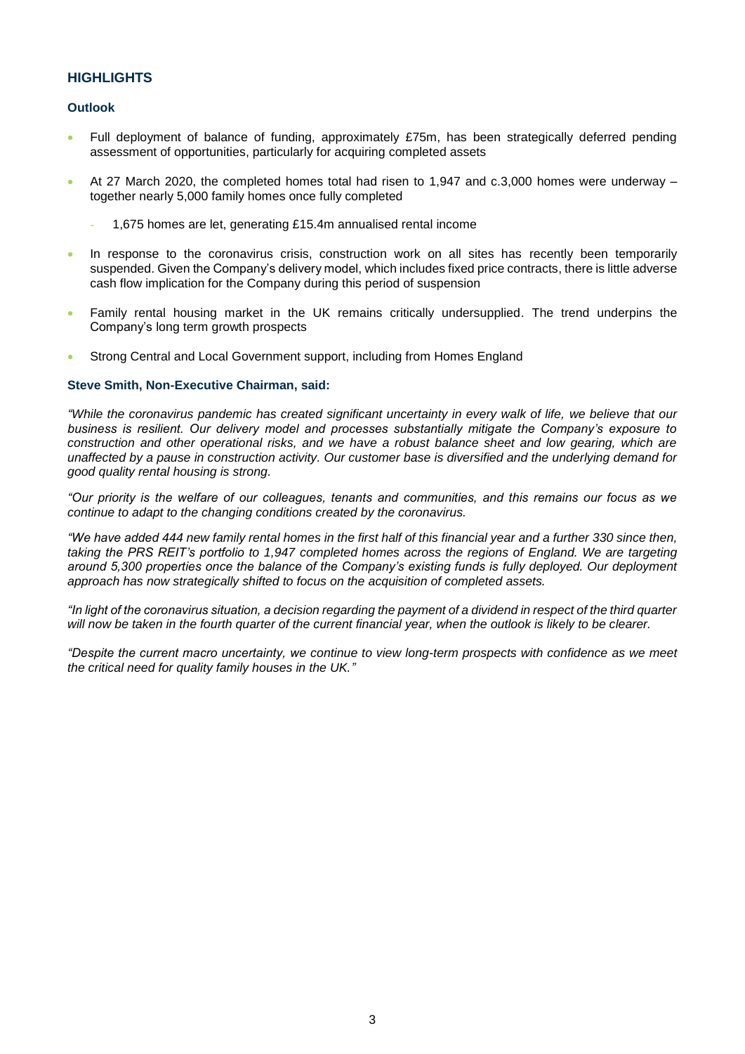## HIGHLIGHTS

### Outlook

- Full deployment of balance of funding, approximately £75m, has been strategically deferred pending assessment of opportunities, particularly for acquiring completed assets
- At 27 March 2020, the completed homes total had risen to 1,947 and c.3,000 homes were underway – together nearly 5,000 family homes once fully completed
  - 1,675 homes are let, generating £15.4m annualised rental income
- In response to the coronavirus crisis, construction work on all sites has recently been temporarily suspended. Given the Company's delivery model, which includes fixed price contracts, there is little adverse cash flow implication for the Company during this period of suspension
- Family rental housing market in the UK remains critically undersupplied. The trend underpins the Company's long term growth prospects
- Strong Central and Local Government support, including from Homes England

### Steve Smith, Non-Executive Chairman, said:

*"While the coronavirus pandemic has created significant uncertainty in every walk of life, we believe that our business is resilient. Our delivery model and processes substantially mitigate the Company's exposure to construction and other operational risks, and we have a robust balance sheet and low gearing, which are unaffected by a pause in construction activity. Our customer base is diversified and the underlying demand for good quality rental housing is strong.*

*"Our priority is the welfare of our colleagues, tenants and communities, and this remains our focus as we continue to adapt to the changing conditions created by the coronavirus.*

*"We have added 444 new family rental homes in the first half of this financial year and a further 330 since then, taking the PRS REIT's portfolio to 1,947 completed homes across the regions of England. We are targeting around 5,300 properties once the balance of the Company's existing funds is fully deployed. Our deployment approach has now strategically shifted to focus on the acquisition of completed assets.*

*"In light of the coronavirus situation, a decision regarding the payment of a dividend in respect of the third quarter will now be taken in the fourth quarter of the current financial year, when the outlook is likely to be clearer.*

*"Despite the current macro uncertainty, we continue to view long-term prospects with confidence as we meet the critical need for quality family houses in the UK."*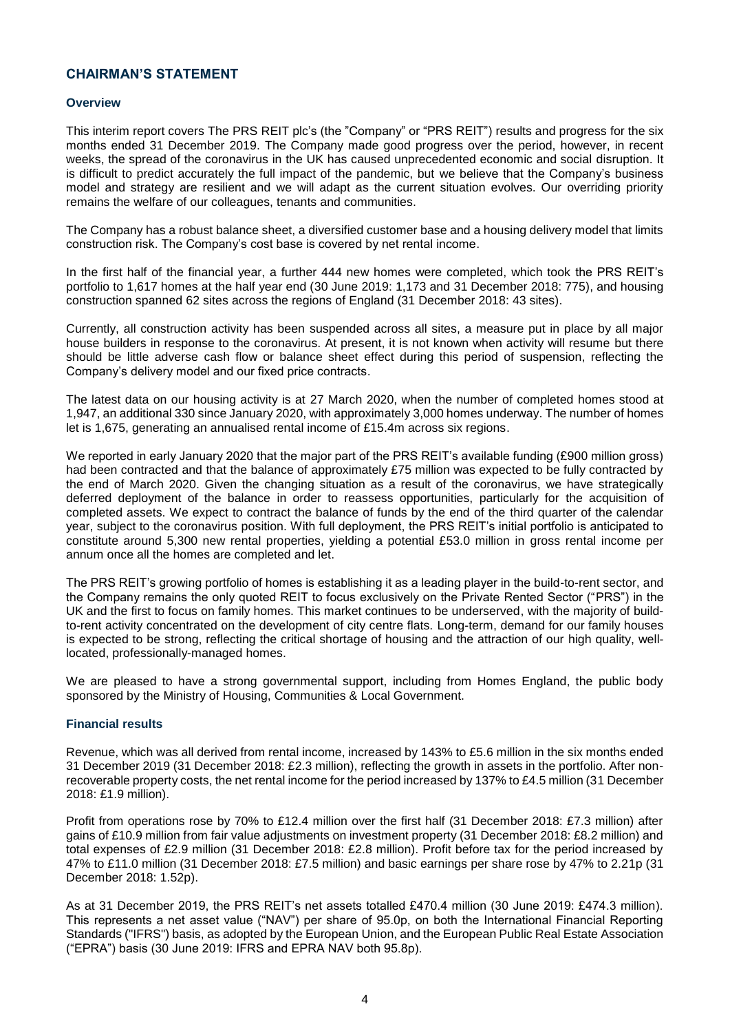## CHAIRMAN'S STATEMENT

### Overview

This interim report covers The PRS REIT plc's (the "Company" or "PRS REIT") results and progress for the six months ended 31 December 2019. The Company made good progress over the period, however, in recent weeks, the spread of the coronavirus in the UK has caused unprecedented economic and social disruption. It is difficult to predict accurately the full impact of the pandemic, but we believe that the Company's business model and strategy are resilient and we will adapt as the current situation evolves. Our overriding priority remains the welfare of our colleagues, tenants and communities.

The Company has a robust balance sheet, a diversified customer base and a housing delivery model that limits construction risk. The Company's cost base is covered by net rental income.

In the first half of the financial year, a further 444 new homes were completed, which took the PRS REIT's portfolio to 1,617 homes at the half year end (30 June 2019: 1,173 and 31 December 2018: 775), and housing construction spanned 62 sites across the regions of England (31 December 2018: 43 sites).

Currently, all construction activity has been suspended across all sites, a measure put in place by all major house builders in response to the coronavirus. At present, it is not known when activity will resume but there should be little adverse cash flow or balance sheet effect during this period of suspension, reflecting the Company's delivery model and our fixed price contracts.

The latest data on our housing activity is at 27 March 2020, when the number of completed homes stood at 1,947, an additional 330 since January 2020, with approximately 3,000 homes underway. The number of homes let is 1,675, generating an annualised rental income of £15.4m across six regions.

We reported in early January 2020 that the major part of the PRS REIT's available funding (£900 million gross) had been contracted and that the balance of approximately £75 million was expected to be fully contracted by the end of March 2020. Given the changing situation as a result of the coronavirus, we have strategically deferred deployment of the balance in order to reassess opportunities, particularly for the acquisition of completed assets. We expect to contract the balance of funds by the end of the third quarter of the calendar year, subject to the coronavirus position. With full deployment, the PRS REIT's initial portfolio is anticipated to constitute around 5,300 new rental properties, yielding a potential £53.0 million in gross rental income per annum once all the homes are completed and let.

The PRS REIT's growing portfolio of homes is establishing it as a leading player in the build-to-rent sector, and the Company remains the only quoted REIT to focus exclusively on the Private Rented Sector ("PRS") in the UK and the first to focus on family homes. This market continues to be underserved, with the majority of build-to-rent activity concentrated on the development of city centre flats. Long-term, demand for our family houses is expected to be strong, reflecting the critical shortage of housing and the attraction of our high quality, well-located, professionally-managed homes.

We are pleased to have a strong governmental support, including from Homes England, the public body sponsored by the Ministry of Housing, Communities & Local Government.

### Financial results

Revenue, which was all derived from rental income, increased by 143% to £5.6 million in the six months ended 31 December 2019 (31 December 2018: £2.3 million), reflecting the growth in assets in the portfolio. After non-recoverable property costs, the net rental income for the period increased by 137% to £4.5 million (31 December 2018: £1.9 million).

Profit from operations rose by 70% to £12.4 million over the first half (31 December 2018: £7.3 million) after gains of £10.9 million from fair value adjustments on investment property (31 December 2018: £8.2 million) and total expenses of £2.9 million (31 December 2018: £2.8 million). Profit before tax for the period increased by 47% to £11.0 million (31 December 2018: £7.5 million) and basic earnings per share rose by 47% to 2.21p (31 December 2018: 1.52p).

As at 31 December 2019, the PRS REIT's net assets totalled £470.4 million (30 June 2019: £474.3 million). This represents a net asset value ("NAV") per share of 95.0p, on both the International Financial Reporting Standards ("IFRS") basis, as adopted by the European Union, and the European Public Real Estate Association ("EPRA") basis (30 June 2019: IFRS and EPRA NAV both 95.8p).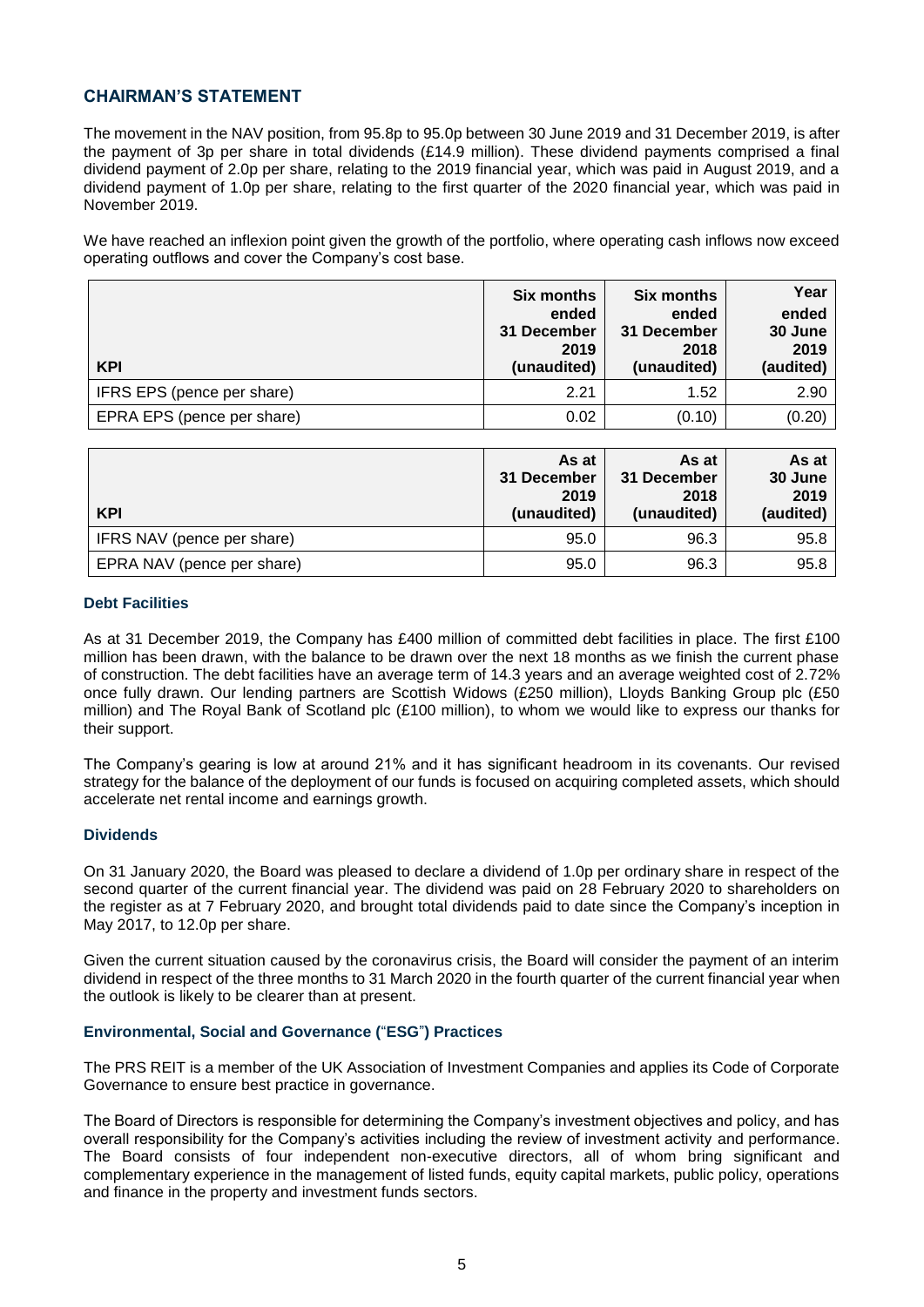## CHAIRMAN'S STATEMENT

The movement in the NAV position, from 95.8p to 95.0p between 30 June 2019 and 31 December 2019, is after the payment of 3p per share in total dividends (£14.9 million). These dividend payments comprised a final dividend payment of 2.0p per share, relating to the 2019 financial year, which was paid in August 2019, and a dividend payment of 1.0p per share, relating to the first quarter of the 2020 financial year, which was paid in November 2019.

We have reached an inflexion point given the growth of the portfolio, where operating cash inflows now exceed operating outflows and cover the Company's cost base.

| KPI | Six months ended 31 December 2019 (unaudited) | Six months ended 31 December 2018 (unaudited) | Year ended 30 June 2019 (audited) |
|---|---|---|---|
| IFRS EPS (pence per share) | 2.21 | 1.52 | 2.90 |
| EPRA EPS (pence per share) | 0.02 | (0.10) | (0.20) |

| KPI | As at 31 December 2019 (unaudited) | As at 31 December 2018 (unaudited) | As at 30 June 2019 (audited) |
|---|---|---|---|
| IFRS NAV (pence per share) | 95.0 | 96.3 | 95.8 |
| EPRA NAV (pence per share) | 95.0 | 96.3 | 95.8 |

### Debt Facilities

As at 31 December 2019, the Company has £400 million of committed debt facilities in place. The first £100 million has been drawn, with the balance to be drawn over the next 18 months as we finish the current phase of construction. The debt facilities have an average term of 14.3 years and an average weighted cost of 2.72% once fully drawn. Our lending partners are Scottish Widows (£250 million), Lloyds Banking Group plc (£50 million) and The Royal Bank of Scotland plc (£100 million), to whom we would like to express our thanks for their support.

The Company's gearing is low at around 21% and it has significant headroom in its covenants. Our revised strategy for the balance of the deployment of our funds is focused on acquiring completed assets, which should accelerate net rental income and earnings growth.

### Dividends

On 31 January 2020, the Board was pleased to declare a dividend of 1.0p per ordinary share in respect of the second quarter of the current financial year. The dividend was paid on 28 February 2020 to shareholders on the register as at 7 February 2020, and brought total dividends paid to date since the Company's inception in May 2017, to 12.0p per share.

Given the current situation caused by the coronavirus crisis, the Board will consider the payment of an interim dividend in respect of the three months to 31 March 2020 in the fourth quarter of the current financial year when the outlook is likely to be clearer than at present.

### Environmental, Social and Governance ("ESG") Practices

The PRS REIT is a member of the UK Association of Investment Companies and applies its Code of Corporate Governance to ensure best practice in governance.

The Board of Directors is responsible for determining the Company's investment objectives and policy, and has overall responsibility for the Company's activities including the review of investment activity and performance. The Board consists of four independent non-executive directors, all of whom bring significant and complementary experience in the management of listed funds, equity capital markets, public policy, operations and finance in the property and investment funds sectors.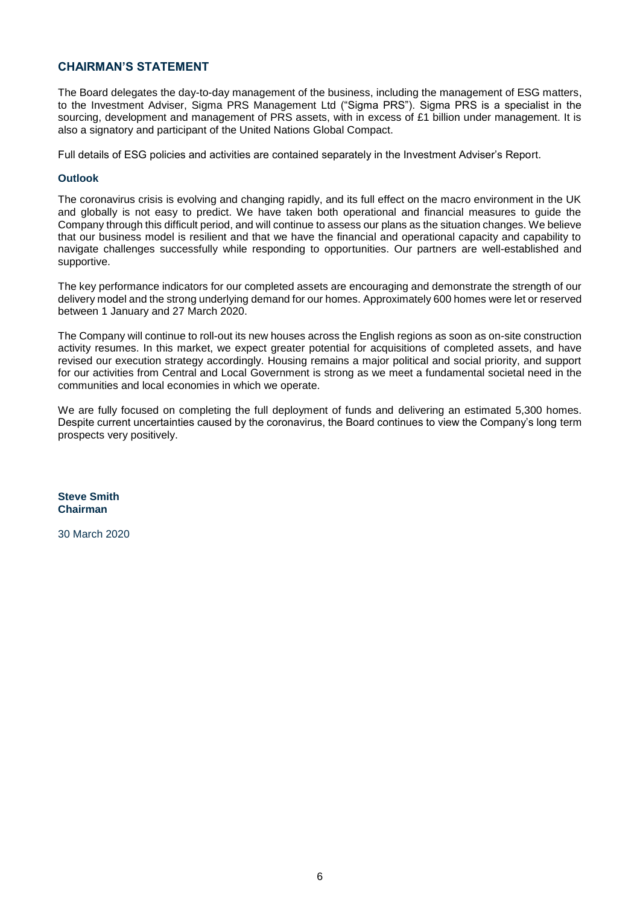## CHAIRMAN'S STATEMENT

The Board delegates the day-to-day management of the business, including the management of ESG matters, to the Investment Adviser, Sigma PRS Management Ltd ("Sigma PRS"). Sigma PRS is a specialist in the sourcing, development and management of PRS assets, with in excess of £1 billion under management. It is also a signatory and participant of the United Nations Global Compact.

Full details of ESG policies and activities are contained separately in the Investment Adviser's Report.

### Outlook

The coronavirus crisis is evolving and changing rapidly, and its full effect on the macro environment in the UK and globally is not easy to predict. We have taken both operational and financial measures to guide the Company through this difficult period, and will continue to assess our plans as the situation changes. We believe that our business model is resilient and that we have the financial and operational capacity and capability to navigate challenges successfully while responding to opportunities. Our partners are well-established and supportive.

The key performance indicators for our completed assets are encouraging and demonstrate the strength of our delivery model and the strong underlying demand for our homes. Approximately 600 homes were let or reserved between 1 January and 27 March 2020.

The Company will continue to roll-out its new houses across the English regions as soon as on-site construction activity resumes. In this market, we expect greater potential for acquisitions of completed assets, and have revised our execution strategy accordingly. Housing remains a major political and social priority, and support for our activities from Central and Local Government is strong as we meet a fundamental societal need in the communities and local economies in which we operate.

We are fully focused on completing the full deployment of funds and delivering an estimated 5,300 homes. Despite current uncertainties caused by the coronavirus, the Board continues to view the Company's long term prospects very positively.

**Steve Smith**
**Chairman**

30 March 2020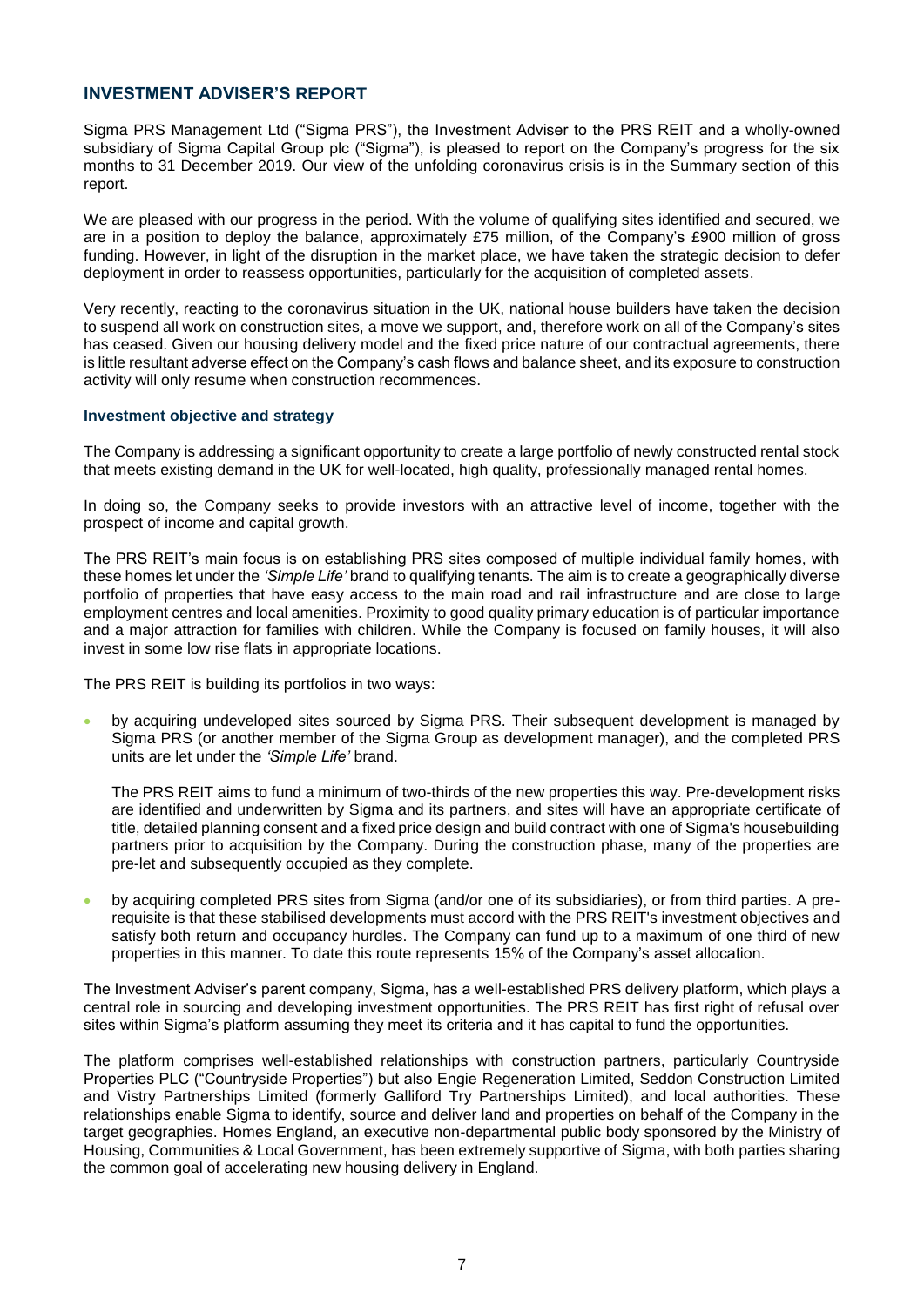## INVESTMENT ADVISER'S REPORT

Sigma PRS Management Ltd ("Sigma PRS"), the Investment Adviser to the PRS REIT and a wholly-owned subsidiary of Sigma Capital Group plc ("Sigma"), is pleased to report on the Company's progress for the six months to 31 December 2019. Our view of the unfolding coronavirus crisis is in the Summary section of this report.

We are pleased with our progress in the period. With the volume of qualifying sites identified and secured, we are in a position to deploy the balance, approximately £75 million, of the Company's £900 million of gross funding. However, in light of the disruption in the market place, we have taken the strategic decision to defer deployment in order to reassess opportunities, particularly for the acquisition of completed assets.

Very recently, reacting to the coronavirus situation in the UK, national house builders have taken the decision to suspend all work on construction sites, a move we support, and, therefore work on all of the Company's sites has ceased. Given our housing delivery model and the fixed price nature of our contractual agreements, there is little resultant adverse effect on the Company's cash flows and balance sheet, and its exposure to construction activity will only resume when construction recommences.

### Investment objective and strategy

The Company is addressing a significant opportunity to create a large portfolio of newly constructed rental stock that meets existing demand in the UK for well-located, high quality, professionally managed rental homes.

In doing so, the Company seeks to provide investors with an attractive level of income, together with the prospect of income and capital growth.

The PRS REIT's main focus is on establishing PRS sites composed of multiple individual family homes, with these homes let under the *'Simple Life'* brand to qualifying tenants. The aim is to create a geographically diverse portfolio of properties that have easy access to the main road and rail infrastructure and are close to large employment centres and local amenities. Proximity to good quality primary education is of particular importance and a major attraction for families with children. While the Company is focused on family houses, it will also invest in some low rise flats in appropriate locations.

The PRS REIT is building its portfolios in two ways:

- by acquiring undeveloped sites sourced by Sigma PRS. Their subsequent development is managed by Sigma PRS (or another member of the Sigma Group as development manager), and the completed PRS units are let under the *'Simple Life'* brand.

  The PRS REIT aims to fund a minimum of two-thirds of the new properties this way. Pre-development risks are identified and underwritten by Sigma and its partners, and sites will have an appropriate certificate of title, detailed planning consent and a fixed price design and build contract with one of Sigma's housebuilding partners prior to acquisition by the Company. During the construction phase, many of the properties are pre-let and subsequently occupied as they complete.

- by acquiring completed PRS sites from Sigma (and/or one of its subsidiaries), or from third parties. A pre-requisite is that these stabilised developments must accord with the PRS REIT's investment objectives and satisfy both return and occupancy hurdles. The Company can fund up to a maximum of one third of new properties in this manner. To date this route represents 15% of the Company's asset allocation.

The Investment Adviser's parent company, Sigma, has a well-established PRS delivery platform, which plays a central role in sourcing and developing investment opportunities. The PRS REIT has first right of refusal over sites within Sigma's platform assuming they meet its criteria and it has capital to fund the opportunities.

The platform comprises well-established relationships with construction partners, particularly Countryside Properties PLC ("Countryside Properties") but also Engie Regeneration Limited, Seddon Construction Limited and Vistry Partnerships Limited (formerly Galliford Try Partnerships Limited), and local authorities. These relationships enable Sigma to identify, source and deliver land and properties on behalf of the Company in the target geographies. Homes England, an executive non-departmental public body sponsored by the Ministry of Housing, Communities & Local Government, has been extremely supportive of Sigma, with both parties sharing the common goal of accelerating new housing delivery in England.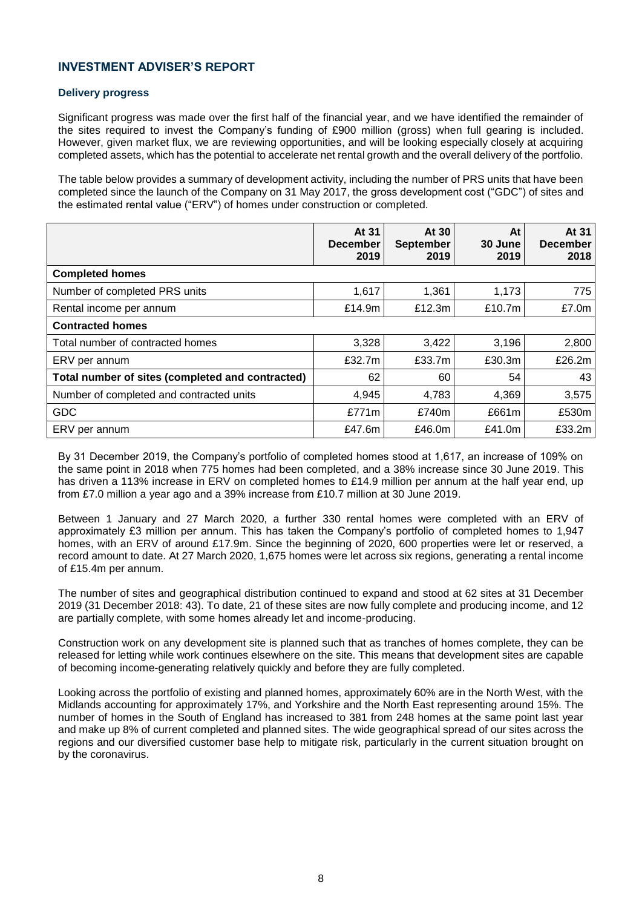## INVESTMENT ADVISER'S REPORT

### Delivery progress

Significant progress was made over the first half of the financial year, and we have identified the remainder of the sites required to invest the Company's funding of £900 million (gross) when full gearing is included. However, given market flux, we are reviewing opportunities, and will be looking especially closely at acquiring completed assets, which has the potential to accelerate net rental growth and the overall delivery of the portfolio.

The table below provides a summary of development activity, including the number of PRS units that have been completed since the launch of the Company on 31 May 2017, the gross development cost ("GDC") of sites and the estimated rental value ("ERV") of homes under construction or completed.

| | At 31 December 2019 | At 30 September 2019 | At 30 June 2019 | At 31 December 2018 |
|---|---|---|---|---|
| **Completed homes** | | | | |
| Number of completed PRS units | 1,617 | 1,361 | 1,173 | 775 |
| Rental income per annum | £14.9m | £12.3m | £10.7m | £7.0m |
| **Contracted homes** | | | | |
| Total number of contracted homes | 3,328 | 3,422 | 3,196 | 2,800 |
| ERV per annum | £32.7m | £33.7m | £30.3m | £26.2m |
| **Total number of sites (completed and contracted)** | 62 | 60 | 54 | 43 |
| Number of completed and contracted units | 4,945 | 4,783 | 4,369 | 3,575 |
| GDC | £771m | £740m | £661m | £530m |
| ERV per annum | £47.6m | £46.0m | £41.0m | £33.2m |

By 31 December 2019, the Company's portfolio of completed homes stood at 1,617, an increase of 109% on the same point in 2018 when 775 homes had been completed, and a 38% increase since 30 June 2019. This has driven a 113% increase in ERV on completed homes to £14.9 million per annum at the half year end, up from £7.0 million a year ago and a 39% increase from £10.7 million at 30 June 2019.

Between 1 January and 27 March 2020, a further 330 rental homes were completed with an ERV of approximately £3 million per annum. This has taken the Company's portfolio of completed homes to 1,947 homes, with an ERV of around £17.9m. Since the beginning of 2020, 600 properties were let or reserved, a record amount to date. At 27 March 2020, 1,675 homes were let across six regions, generating a rental income of £15.4m per annum.

The number of sites and geographical distribution continued to expand and stood at 62 sites at 31 December 2019 (31 December 2018: 43). To date, 21 of these sites are now fully complete and producing income, and 12 are partially complete, with some homes already let and income-producing.

Construction work on any development site is planned such that as tranches of homes complete, they can be released for letting while work continues elsewhere on the site. This means that development sites are capable of becoming income-generating relatively quickly and before they are fully completed.

Looking across the portfolio of existing and planned homes, approximately 60% are in the North West, with the Midlands accounting for approximately 17%, and Yorkshire and the North East representing around 15%. The number of homes in the South of England has increased to 381 from 248 homes at the same point last year and make up 8% of current completed and planned sites. The wide geographical spread of our sites across the regions and our diversified customer base help to mitigate risk, particularly in the current situation brought on by the coronavirus.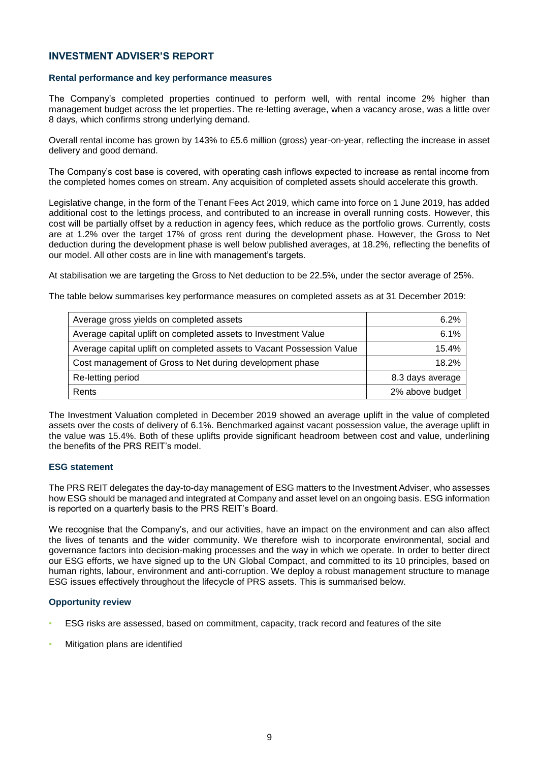## INVESTMENT ADVISER'S REPORT

### Rental performance and key performance measures

The Company's completed properties continued to perform well, with rental income 2% higher than management budget across the let properties. The re-letting average, when a vacancy arose, was a little over 8 days, which confirms strong underlying demand.

Overall rental income has grown by 143% to £5.6 million (gross) year-on-year, reflecting the increase in asset delivery and good demand.

The Company's cost base is covered, with operating cash inflows expected to increase as rental income from the completed homes comes on stream. Any acquisition of completed assets should accelerate this growth.

Legislative change, in the form of the Tenant Fees Act 2019, which came into force on 1 June 2019, has added additional cost to the lettings process, and contributed to an increase in overall running costs. However, this cost will be partially offset by a reduction in agency fees, which reduce as the portfolio grows. Currently, costs are at 1.2% over the target 17% of gross rent during the development phase. However, the Gross to Net deduction during the development phase is well below published averages, at 18.2%, reflecting the benefits of our model. All other costs are in line with management's targets.

At stabilisation we are targeting the Gross to Net deduction to be 22.5%, under the sector average of 25%.

The table below summarises key performance measures on completed assets as at 31 December 2019:

| Measure | Value |
|---|---|
| Average gross yields on completed assets | 6.2% |
| Average capital uplift on completed assets to Investment Value | 6.1% |
| Average capital uplift on completed assets to Vacant Possession Value | 15.4% |
| Cost management of Gross to Net during development phase | 18.2% |
| Re-letting period | 8.3 days average |
| Rents | 2% above budget |

The Investment Valuation completed in December 2019 showed an average uplift in the value of completed assets over the costs of delivery of 6.1%. Benchmarked against vacant possession value, the average uplift in the value was 15.4%. Both of these uplifts provide significant headroom between cost and value, underlining the benefits of the PRS REIT's model.

### ESG statement

The PRS REIT delegates the day-to-day management of ESG matters to the Investment Adviser, who assesses how ESG should be managed and integrated at Company and asset level on an ongoing basis. ESG information is reported on a quarterly basis to the PRS REIT's Board.

We recognise that the Company's, and our activities, have an impact on the environment and can also affect the lives of tenants and the wider community. We therefore wish to incorporate environmental, social and governance factors into decision-making processes and the way in which we operate. In order to better direct our ESG efforts, we have signed up to the UN Global Compact, and committed to its 10 principles, based on human rights, labour, environment and anti-corruption. We deploy a robust management structure to manage ESG issues effectively throughout the lifecycle of PRS assets. This is summarised below.

### Opportunity review

- ESG risks are assessed, based on commitment, capacity, track record and features of the site
- Mitigation plans are identified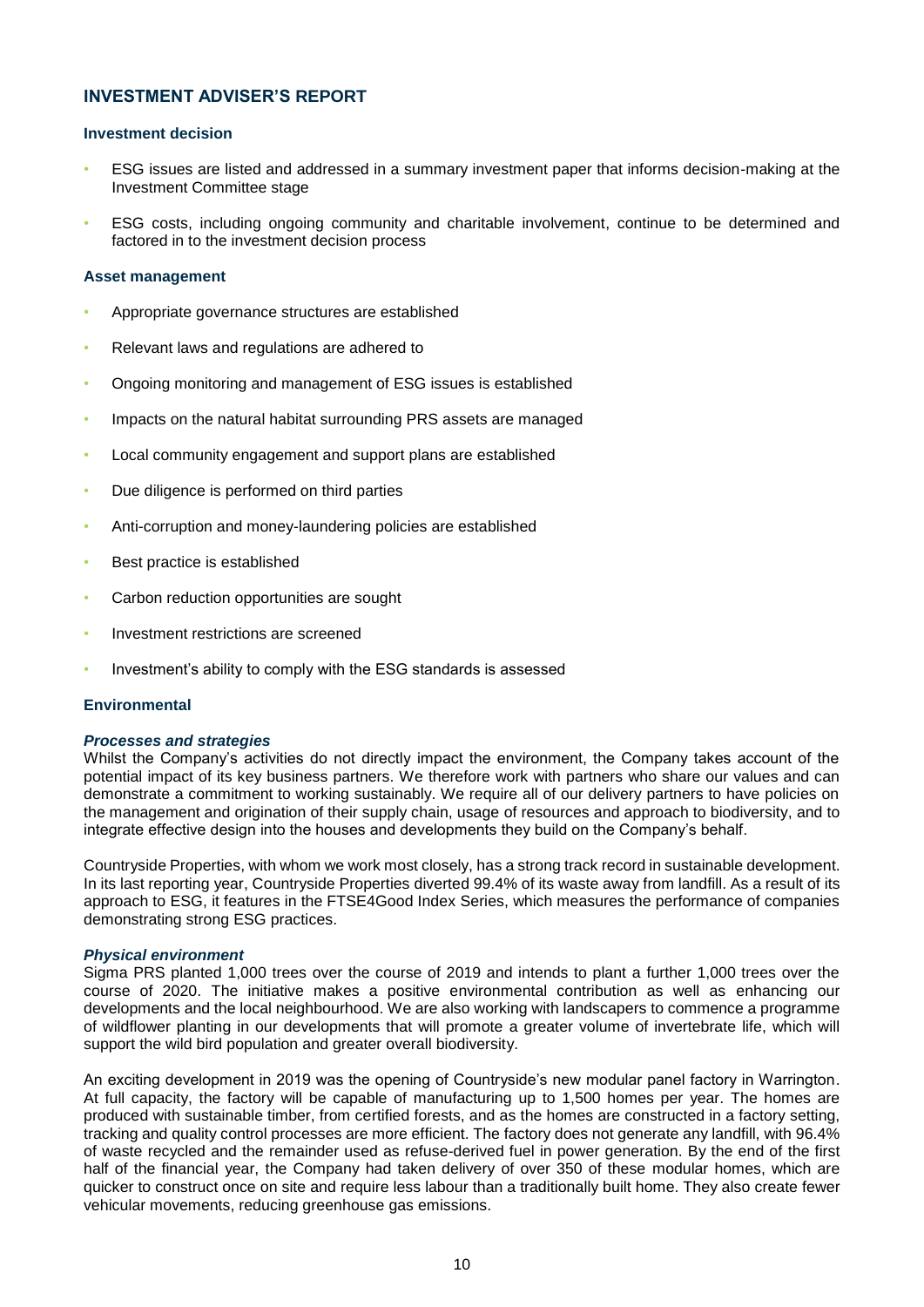## INVESTMENT ADVISER'S REPORT

### Investment decision

- ESG issues are listed and addressed in a summary investment paper that informs decision-making at the Investment Committee stage
- ESG costs, including ongoing community and charitable involvement, continue to be determined and factored in to the investment decision process

### Asset management

- Appropriate governance structures are established
- Relevant laws and regulations are adhered to
- Ongoing monitoring and management of ESG issues is established
- Impacts on the natural habitat surrounding PRS assets are managed
- Local community engagement and support plans are established
- Due diligence is performed on third parties
- Anti-corruption and money-laundering policies are established
- Best practice is established
- Carbon reduction opportunities are sought
- Investment restrictions are screened
- Investment's ability to comply with the ESG standards is assessed

### Environmental

#### *Processes and strategies*

Whilst the Company's activities do not directly impact the environment, the Company takes account of the potential impact of its key business partners. We therefore work with partners who share our values and can demonstrate a commitment to working sustainably. We require all of our delivery partners to have policies on the management and origination of their supply chain, usage of resources and approach to biodiversity, and to integrate effective design into the houses and developments they build on the Company's behalf.

Countryside Properties, with whom we work most closely, has a strong track record in sustainable development. In its last reporting year, Countryside Properties diverted 99.4% of its waste away from landfill. As a result of its approach to ESG, it features in the FTSE4Good Index Series, which measures the performance of companies demonstrating strong ESG practices.

#### *Physical environment*

Sigma PRS planted 1,000 trees over the course of 2019 and intends to plant a further 1,000 trees over the course of 2020. The initiative makes a positive environmental contribution as well as enhancing our developments and the local neighbourhood. We are also working with landscapers to commence a programme of wildflower planting in our developments that will promote a greater volume of invertebrate life, which will support the wild bird population and greater overall biodiversity.

An exciting development in 2019 was the opening of Countryside's new modular panel factory in Warrington. At full capacity, the factory will be capable of manufacturing up to 1,500 homes per year. The homes are produced with sustainable timber, from certified forests, and as the homes are constructed in a factory setting, tracking and quality control processes are more efficient. The factory does not generate any landfill, with 96.4% of waste recycled and the remainder used as refuse-derived fuel in power generation. By the end of the first half of the financial year, the Company had taken delivery of over 350 of these modular homes, which are quicker to construct once on site and require less labour than a traditionally built home. They also create fewer vehicular movements, reducing greenhouse gas emissions.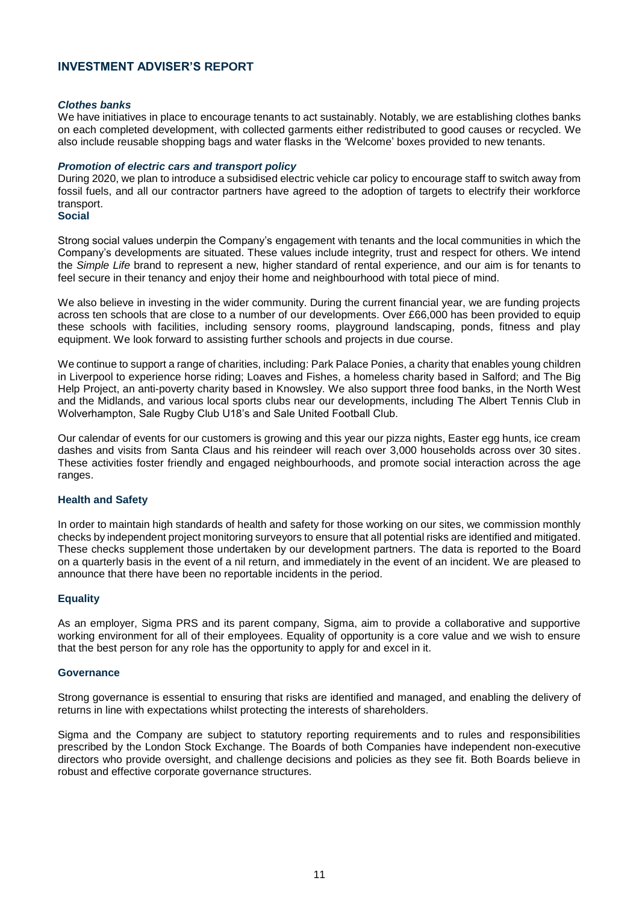## INVESTMENT ADVISER'S REPORT

***Clothes banks***

We have initiatives in place to encourage tenants to act sustainably. Notably, we are establishing clothes banks on each completed development, with collected garments either redistributed to good causes or recycled. We also include reusable shopping bags and water flasks in the 'Welcome' boxes provided to new tenants.

***Promotion of electric cars and transport policy***

During 2020, we plan to introduce a subsidised electric vehicle car policy to encourage staff to switch away from fossil fuels, and all our contractor partners have agreed to the adoption of targets to electrify their workforce transport.

### Social

Strong social values underpin the Company's engagement with tenants and the local communities in which the Company's developments are situated. These values include integrity, trust and respect for others. We intend the *Simple Life* brand to represent a new, higher standard of rental experience, and our aim is for tenants to feel secure in their tenancy and enjoy their home and neighbourhood with total piece of mind.

We also believe in investing in the wider community. During the current financial year, we are funding projects across ten schools that are close to a number of our developments. Over £66,000 has been provided to equip these schools with facilities, including sensory rooms, playground landscaping, ponds, fitness and play equipment. We look forward to assisting further schools and projects in due course.

We continue to support a range of charities, including: Park Palace Ponies, a charity that enables young children in Liverpool to experience horse riding; Loaves and Fishes, a homeless charity based in Salford; and The Big Help Project, an anti-poverty charity based in Knowsley. We also support three food banks, in the North West and the Midlands, and various local sports clubs near our developments, including The Albert Tennis Club in Wolverhampton, Sale Rugby Club U18's and Sale United Football Club.

Our calendar of events for our customers is growing and this year our pizza nights, Easter egg hunts, ice cream dashes and visits from Santa Claus and his reindeer will reach over 3,000 households across over 30 sites. These activities foster friendly and engaged neighbourhoods, and promote social interaction across the age ranges.

### Health and Safety

In order to maintain high standards of health and safety for those working on our sites, we commission monthly checks by independent project monitoring surveyors to ensure that all potential risks are identified and mitigated. These checks supplement those undertaken by our development partners. The data is reported to the Board on a quarterly basis in the event of a nil return, and immediately in the event of an incident. We are pleased to announce that there have been no reportable incidents in the period.

### Equality

As an employer, Sigma PRS and its parent company, Sigma, aim to provide a collaborative and supportive working environment for all of their employees. Equality of opportunity is a core value and we wish to ensure that the best person for any role has the opportunity to apply for and excel in it.

### Governance

Strong governance is essential to ensuring that risks are identified and managed, and enabling the delivery of returns in line with expectations whilst protecting the interests of shareholders.

Sigma and the Company are subject to statutory reporting requirements and to rules and responsibilities prescribed by the London Stock Exchange. The Boards of both Companies have independent non-executive directors who provide oversight, and challenge decisions and policies as they see fit. Both Boards believe in robust and effective corporate governance structures.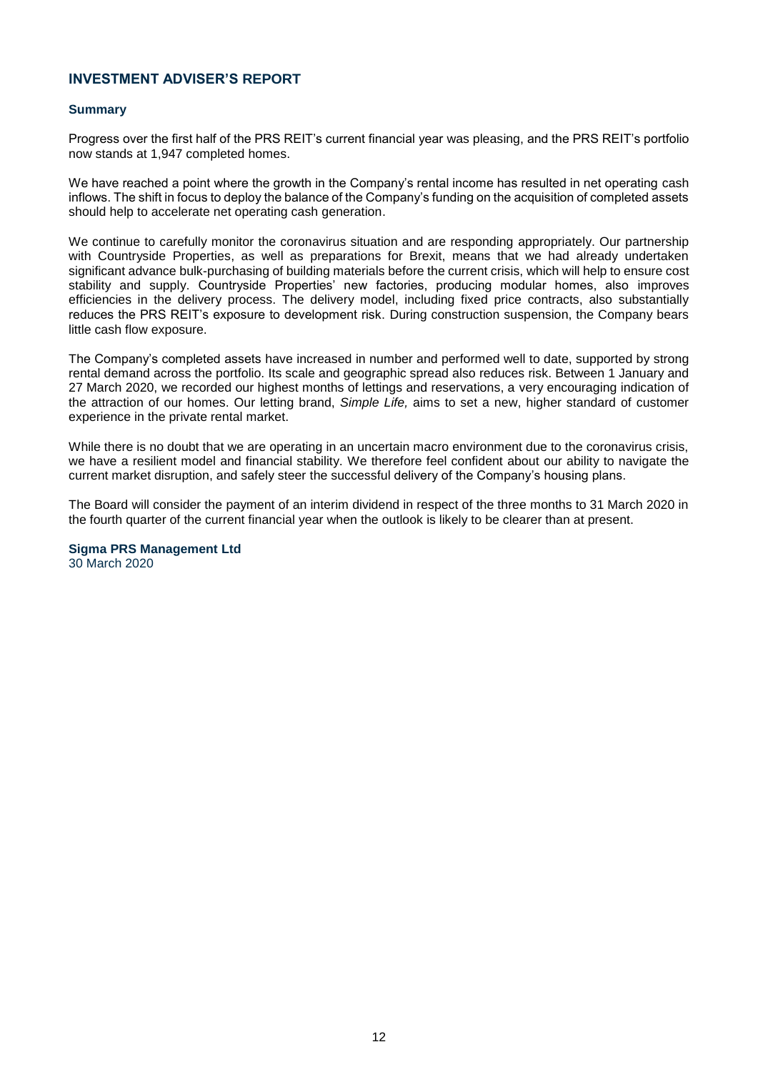## INVESTMENT ADVISER'S REPORT

### Summary

Progress over the first half of the PRS REIT's current financial year was pleasing, and the PRS REIT's portfolio now stands at 1,947 completed homes.

We have reached a point where the growth in the Company's rental income has resulted in net operating cash inflows. The shift in focus to deploy the balance of the Company's funding on the acquisition of completed assets should help to accelerate net operating cash generation.

We continue to carefully monitor the coronavirus situation and are responding appropriately. Our partnership with Countryside Properties, as well as preparations for Brexit, means that we had already undertaken significant advance bulk-purchasing of building materials before the current crisis, which will help to ensure cost stability and supply. Countryside Properties' new factories, producing modular homes, also improves efficiencies in the delivery process. The delivery model, including fixed price contracts, also substantially reduces the PRS REIT's exposure to development risk. During construction suspension, the Company bears little cash flow exposure.

The Company's completed assets have increased in number and performed well to date, supported by strong rental demand across the portfolio. Its scale and geographic spread also reduces risk. Between 1 January and 27 March 2020, we recorded our highest months of lettings and reservations, a very encouraging indication of the attraction of our homes. Our letting brand, *Simple Life,* aims to set a new, higher standard of customer experience in the private rental market.

While there is no doubt that we are operating in an uncertain macro environment due to the coronavirus crisis, we have a resilient model and financial stability. We therefore feel confident about our ability to navigate the current market disruption, and safely steer the successful delivery of the Company's housing plans.

The Board will consider the payment of an interim dividend in respect of the three months to 31 March 2020 in the fourth quarter of the current financial year when the outlook is likely to be clearer than at present.

**Sigma PRS Management Ltd**
30 March 2020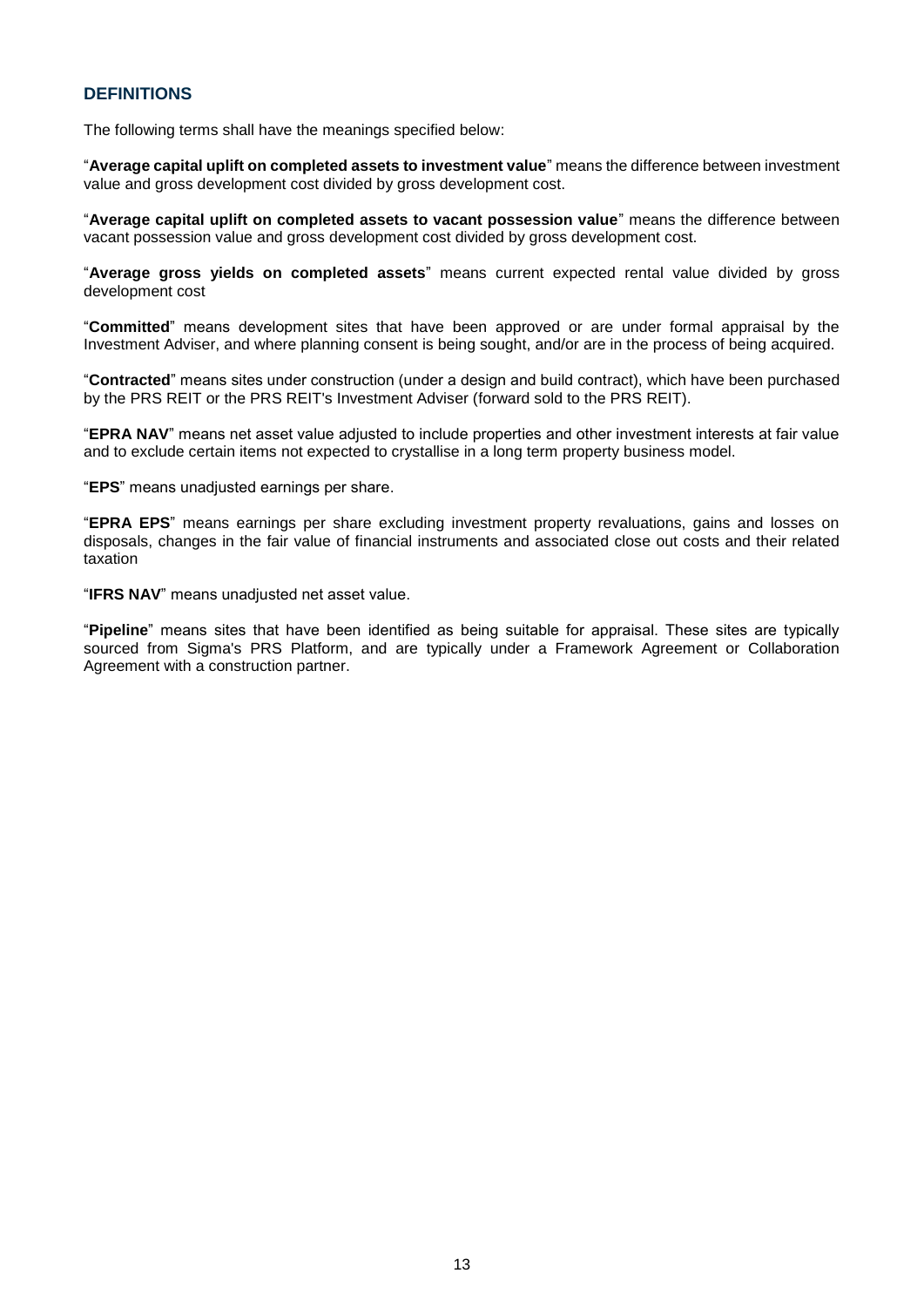## DEFINITIONS

The following terms shall have the meanings specified below:

"**Average capital uplift on completed assets to investment value**" means the difference between investment value and gross development cost divided by gross development cost.

"**Average capital uplift on completed assets to vacant possession value**" means the difference between vacant possession value and gross development cost divided by gross development cost.

"**Average gross yields on completed assets**" means current expected rental value divided by gross development cost

"**Committed**" means development sites that have been approved or are under formal appraisal by the Investment Adviser, and where planning consent is being sought, and/or are in the process of being acquired.

"**Contracted**" means sites under construction (under a design and build contract), which have been purchased by the PRS REIT or the PRS REIT's Investment Adviser (forward sold to the PRS REIT).

"**EPRA NAV**" means net asset value adjusted to include properties and other investment interests at fair value and to exclude certain items not expected to crystallise in a long term property business model.

"**EPS**" means unadjusted earnings per share.

"**EPRA EPS**" means earnings per share excluding investment property revaluations, gains and losses on disposals, changes in the fair value of financial instruments and associated close out costs and their related taxation

"**IFRS NAV**" means unadjusted net asset value.

"**Pipeline**" means sites that have been identified as being suitable for appraisal. These sites are typically sourced from Sigma's PRS Platform, and are typically under a Framework Agreement or Collaboration Agreement with a construction partner.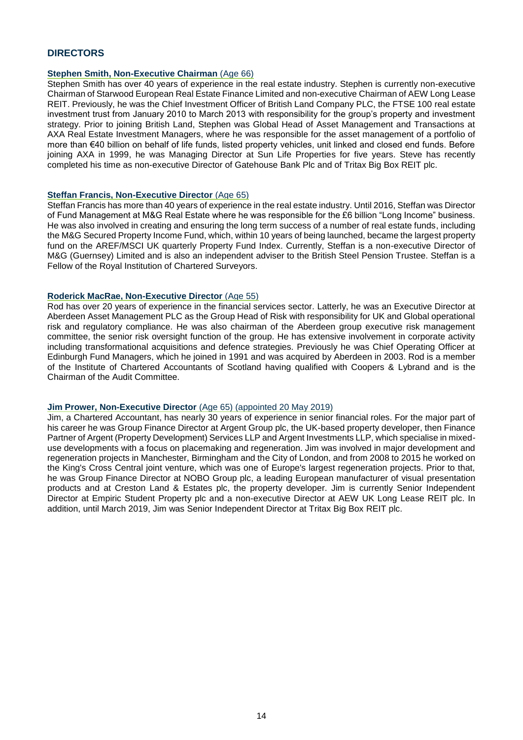## DIRECTORS

### Stephen Smith, Non-Executive Chairman (Age 66)

Stephen Smith has over 40 years of experience in the real estate industry. Stephen is currently non-executive Chairman of Starwood European Real Estate Finance Limited and non-executive Chairman of AEW Long Lease REIT. Previously, he was the Chief Investment Officer of British Land Company PLC, the FTSE 100 real estate investment trust from January 2010 to March 2013 with responsibility for the group's property and investment strategy. Prior to joining British Land, Stephen was Global Head of Asset Management and Transactions at AXA Real Estate Investment Managers, where he was responsible for the asset management of a portfolio of more than €40 billion on behalf of life funds, listed property vehicles, unit linked and closed end funds. Before joining AXA in 1999, he was Managing Director at Sun Life Properties for five years. Steve has recently completed his time as non-executive Director of Gatehouse Bank Plc and of Tritax Big Box REIT plc.

### Steffan Francis, Non-Executive Director (Age 65)

Steffan Francis has more than 40 years of experience in the real estate industry. Until 2016, Steffan was Director of Fund Management at M&G Real Estate where he was responsible for the £6 billion "Long Income" business. He was also involved in creating and ensuring the long term success of a number of real estate funds, including the M&G Secured Property Income Fund, which, within 10 years of being launched, became the largest property fund on the AREF/MSCI UK quarterly Property Fund Index. Currently, Steffan is a non-executive Director of M&G (Guernsey) Limited and is also an independent adviser to the British Steel Pension Trustee. Steffan is a Fellow of the Royal Institution of Chartered Surveyors.

### Roderick MacRae, Non-Executive Director (Age 55)

Rod has over 20 years of experience in the financial services sector. Latterly, he was an Executive Director at Aberdeen Asset Management PLC as the Group Head of Risk with responsibility for UK and Global operational risk and regulatory compliance. He was also chairman of the Aberdeen group executive risk management committee, the senior risk oversight function of the group. He has extensive involvement in corporate activity including transformational acquisitions and defence strategies. Previously he was Chief Operating Officer at Edinburgh Fund Managers, which he joined in 1991 and was acquired by Aberdeen in 2003. Rod is a member of the Institute of Chartered Accountants of Scotland having qualified with Coopers & Lybrand and is the Chairman of the Audit Committee.

### Jim Prower, Non-Executive Director (Age 65) (appointed 20 May 2019)

Jim, a Chartered Accountant, has nearly 30 years of experience in senior financial roles. For the major part of his career he was Group Finance Director at Argent Group plc, the UK-based property developer, then Finance Partner of Argent (Property Development) Services LLP and Argent Investments LLP, which specialise in mixed-use developments with a focus on placemaking and regeneration. Jim was involved in major development and regeneration projects in Manchester, Birmingham and the City of London, and from 2008 to 2015 he worked on the King's Cross Central joint venture, which was one of Europe's largest regeneration projects. Prior to that, he was Group Finance Director at NOBO Group plc, a leading European manufacturer of visual presentation products and at Creston Land & Estates plc, the property developer. Jim is currently Senior Independent Director at Empiric Student Property plc and a non-executive Director at AEW UK Long Lease REIT plc. In addition, until March 2019, Jim was Senior Independent Director at Tritax Big Box REIT plc.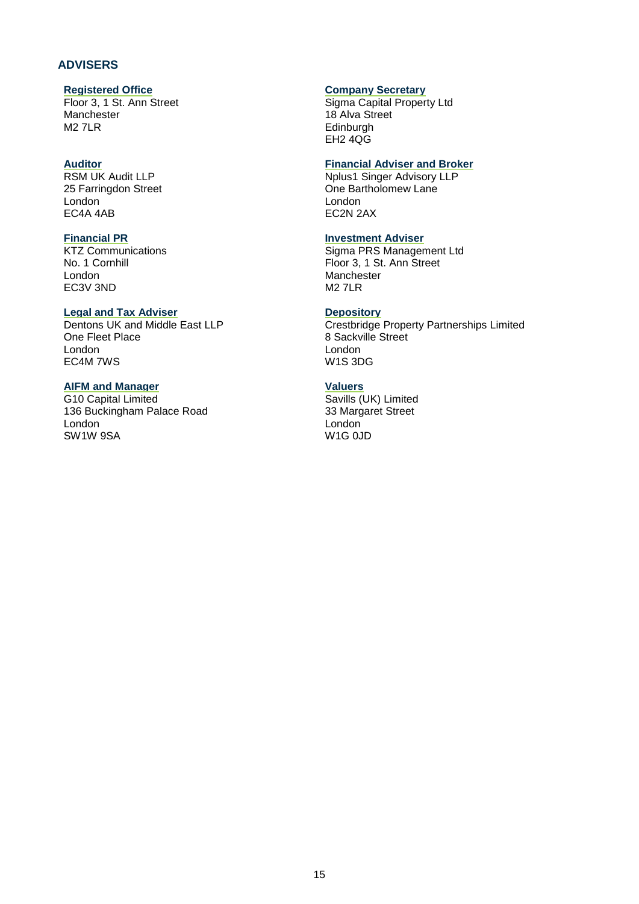## ADVISERS

**Registered Office**
Floor 3, 1 St. Ann Street
Manchester
M2 7LR

**Company Secretary**
Sigma Capital Property Ltd
18 Alva Street
Edinburgh
EH2 4QG

**Auditor**
RSM UK Audit LLP
25 Farringdon Street
London
EC4A 4AB

**Financial Adviser and Broker**
Nplus1 Singer Advisory LLP
One Bartholomew Lane
London
EC2N 2AX

**Financial PR**
KTZ Communications
No. 1 Cornhill
London
EC3V 3ND

**Investment Adviser**
Sigma PRS Management Ltd
Floor 3, 1 St. Ann Street
Manchester
M2 7LR

**Legal and Tax Adviser**
Dentons UK and Middle East LLP
One Fleet Place
London
EC4M 7WS

**Depository**
Crestbridge Property Partnerships Limited
8 Sackville Street
London
W1S 3DG

**AIFM and Manager**
G10 Capital Limited
136 Buckingham Palace Road
London
SW1W 9SA

**Valuers**
Savills (UK) Limited
33 Margaret Street
London
W1G 0JD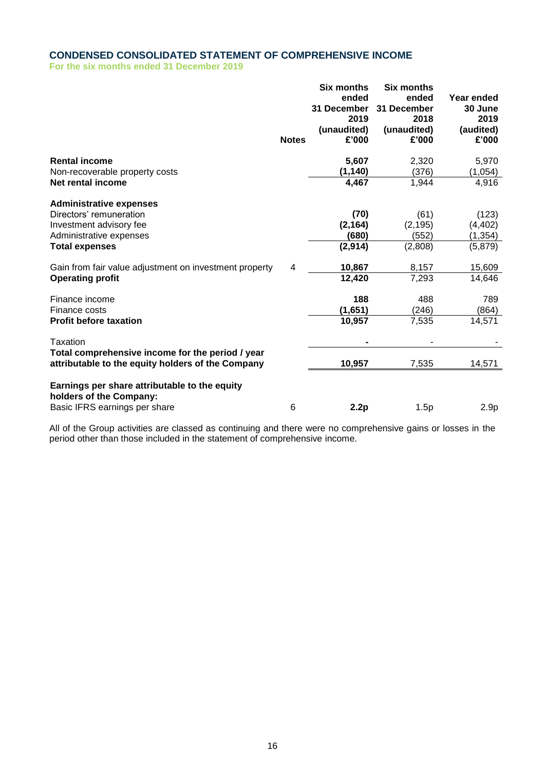## CONDENSED CONSOLIDATED STATEMENT OF COMPREHENSIVE INCOME

**For the six months ended 31 December 2019**

| | Notes | Six months ended 31 December 2019 (unaudited) £'000 | Six months ended 31 December 2018 (unaudited) £'000 | Year ended 30 June 2019 (audited) £'000 |
|---|---|---|---|---|
| **Rental income** | | **5,607** | 2,320 | 5,970 |
| Non-recoverable property costs | | **(1,140)** | (376) | (1,054) |
| **Net rental income** | | **4,467** | 1,944 | 4,916 |
| **Administrative expenses** | | | | |
| Directors' remuneration | | **(70)** | (61) | (123) |
| Investment advisory fee | | **(2,164)** | (2,195) | (4,402) |
| Administrative expenses | | **(680)** | (552) | (1,354) |
| **Total expenses** | | **(2,914)** | (2,808) | (5,879) |
| Gain from fair value adjustment on investment property | 4 | **10,867** | 8,157 | 15,609 |
| **Operating profit** | | **12,420** | 7,293 | 14,646 |
| Finance income | | **188** | 488 | 789 |
| Finance costs | | **(1,651)** | (246) | (864) |
| **Profit before taxation** | | **10,957** | 7,535 | 14,571 |
| Taxation | | **-** | - | - |
| **Total comprehensive income for the period / year attributable to the equity holders of the Company** | | **10,957** | 7,535 | 14,571 |
| **Earnings per share attributable to the equity holders of the Company:** | | | | |
| Basic IFRS earnings per share | 6 | **2.2p** | 1.5p | 2.9p |

All of the Group activities are classed as continuing and there were no comprehensive gains or losses in the period other than those included in the statement of comprehensive income.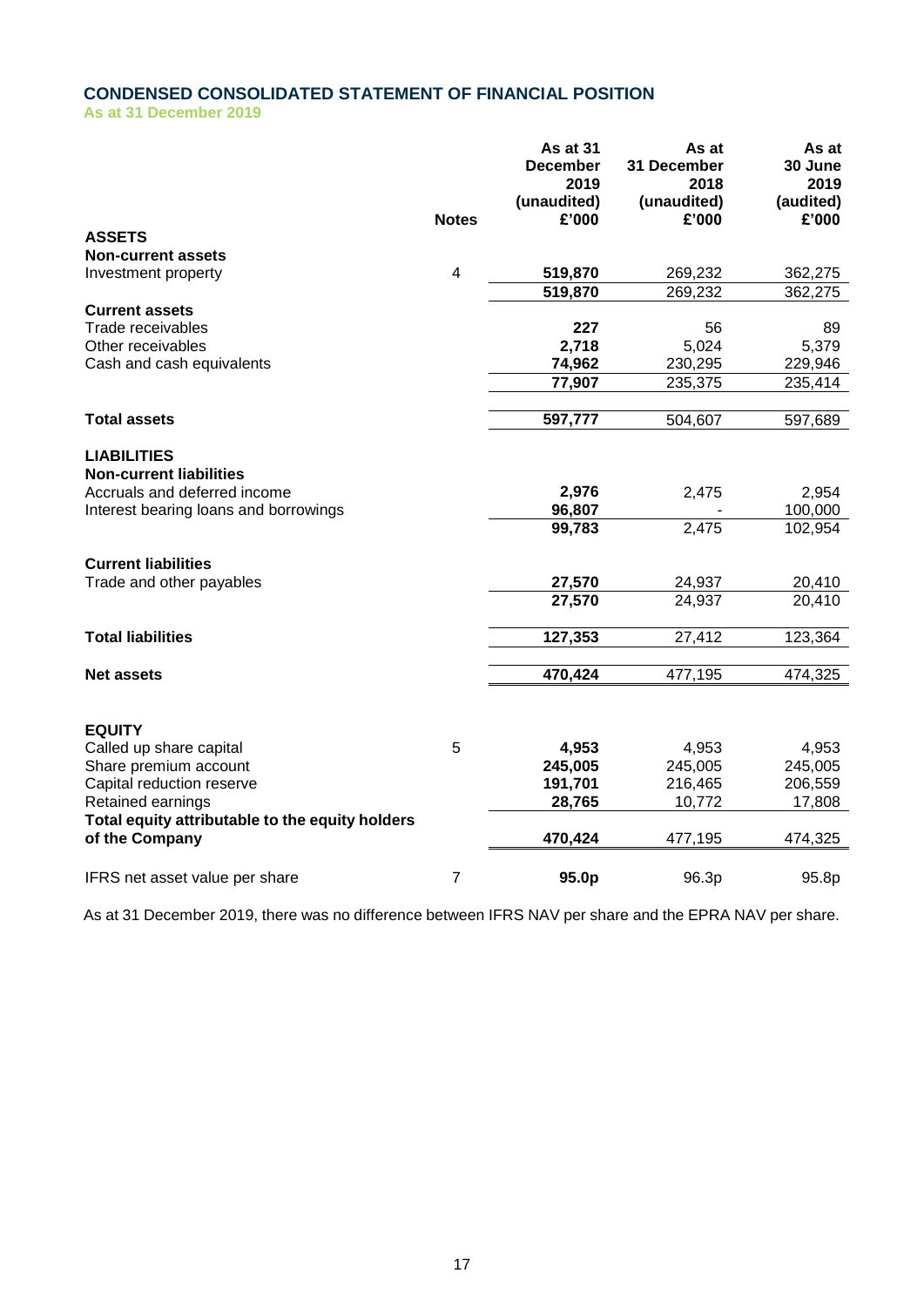## CONDENSED CONSOLIDATED STATEMENT OF FINANCIAL POSITION

**As at 31 December 2019**

| | Notes | As at 31 December 2019 (unaudited) £'000 | As at 31 December 2018 (unaudited) £'000 | As at 30 June 2019 (audited) £'000 |
|---|---|---|---|---|
| **ASSETS** | | | | |
| **Non-current assets** | | | | |
| Investment property | 4 | **519,870** | 269,232 | 362,275 |
| | | **519,870** | 269,232 | 362,275 |
| **Current assets** | | | | |
| Trade receivables | | **227** | 56 | 89 |
| Other receivables | | **2,718** | 5,024 | 5,379 |
| Cash and cash equivalents | | **74,962** | 230,295 | 229,946 |
| | | **77,907** | 235,375 | 235,414 |
| **Total assets** | | **597,777** | 504,607 | 597,689 |
| **LIABILITIES** | | | | |
| **Non-current liabilities** | | | | |
| Accruals and deferred income | | **2,976** | 2,475 | 2,954 |
| Interest bearing loans and borrowings | | **96,807** | - | 100,000 |
| | | **99,783** | 2,475 | 102,954 |
| **Current liabilities** | | | | |
| Trade and other payables | | **27,570** | 24,937 | 20,410 |
| | | **27,570** | 24,937 | 20,410 |
| **Total liabilities** | | **127,353** | 27,412 | 123,364 |
| **Net assets** | | **470,424** | 477,195 | 474,325 |
| **EQUITY** | | | | |
| Called up share capital | 5 | **4,953** | 4,953 | 4,953 |
| Share premium account | | **245,005** | 245,005 | 245,005 |
| Capital reduction reserve | | **191,701** | 216,465 | 206,559 |
| Retained earnings | | **28,765** | 10,772 | 17,808 |
| **Total equity attributable to the equity holders of the Company** | | **470,424** | 477,195 | 474,325 |
| IFRS net asset value per share | 7 | **95.0p** | 96.3p | 95.8p |

As at 31 December 2019, there was no difference between IFRS NAV per share and the EPRA NAV per share.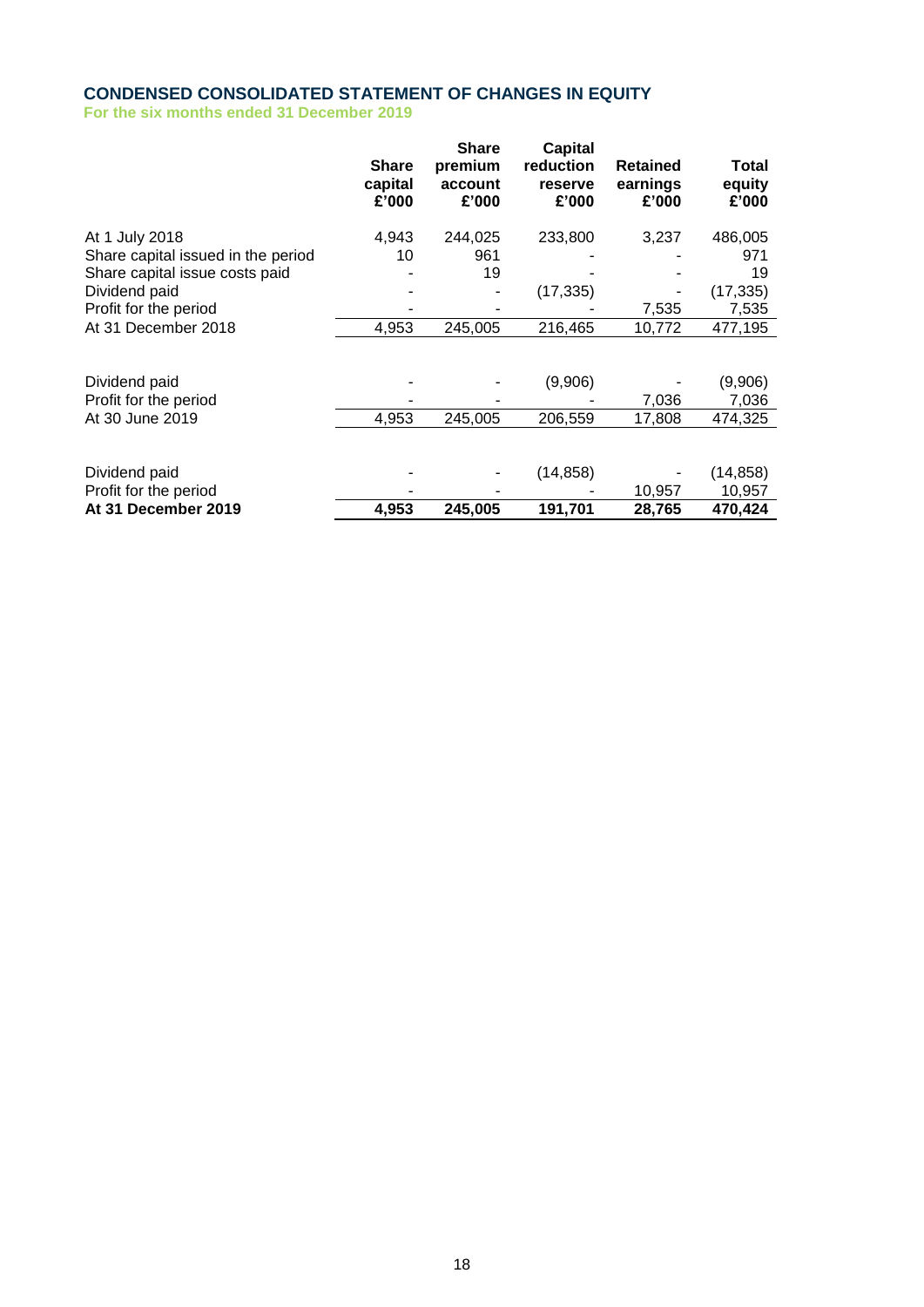## CONDENSED CONSOLIDATED STATEMENT OF CHANGES IN EQUITY

**For the six months ended 31 December 2019**

| | Share capital £'000 | Share premium account £'000 | Capital reduction reserve £'000 | Retained earnings £'000 | Total equity £'000 |
|---|---|---|---|---|---|
| At 1 July 2018 | 4,943 | 244,025 | 233,800 | 3,237 | 486,005 |
| Share capital issued in the period | 10 | 961 | - | - | 971 |
| Share capital issue costs paid | - | 19 | - | - | 19 |
| Dividend paid | - | - | (17,335) | - | (17,335) |
| Profit for the period | - | - | - | 7,535 | 7,535 |
| At 31 December 2018 | 4,953 | 245,005 | 216,465 | 10,772 | 477,195 |
| | | | | | |
| Dividend paid | - | - | (9,906) | - | (9,906) |
| Profit for the period | - | - | - | 7,036 | 7,036 |
| At 30 June 2019 | 4,953 | 245,005 | 206,559 | 17,808 | 474,325 |
| | | | | | |
| Dividend paid | - | - | (14,858) | - | (14,858) |
| Profit for the period | - | - | - | 10,957 | 10,957 |
| **At 31 December 2019** | **4,953** | **245,005** | **191,701** | **28,765** | **470,424** |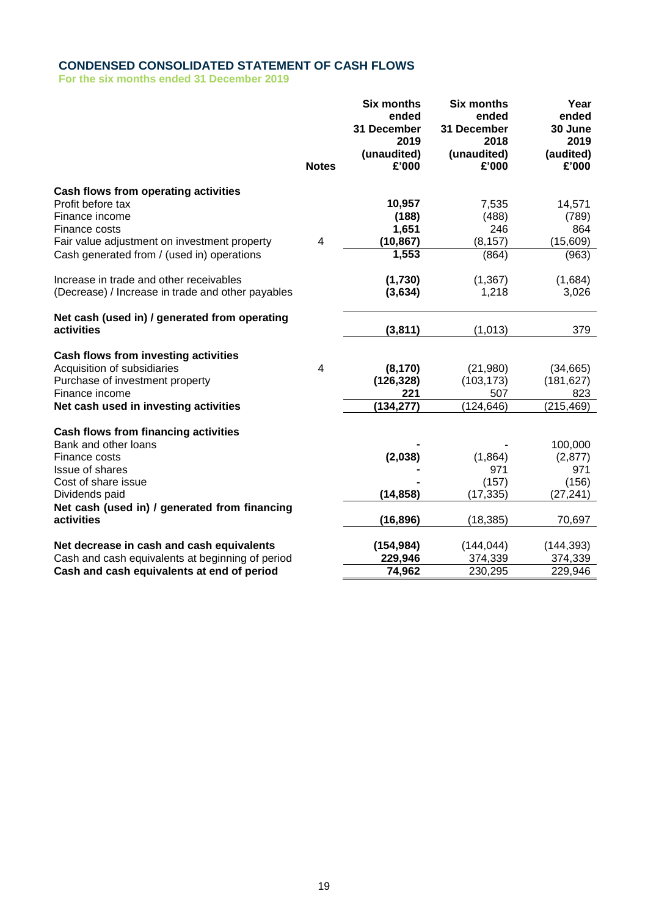## CONDENSED CONSOLIDATED STATEMENT OF CASH FLOWS

**For the six months ended 31 December 2019**

| | Notes | Six months ended 31 December 2019 (unaudited) £'000 | Six months ended 31 December 2018 (unaudited) £'000 | Year ended 30 June 2019 (audited) £'000 |
|---|---|---|---|---|
| **Cash flows from operating activities** | | | | |
| Profit before tax | | **10,957** | 7,535 | 14,571 |
| Finance income | | **(188)** | (488) | (789) |
| Finance costs | | **1,651** | 246 | 864 |
| Fair value adjustment on investment property | 4 | **(10,867)** | (8,157) | (15,609) |
| Cash generated from / (used in) operations | | **1,553** | (864) | (963) |
| Increase in trade and other receivables | | **(1,730)** | (1,367) | (1,684) |
| (Decrease) / Increase in trade and other payables | | **(3,634)** | 1,218 | 3,026 |
| **Net cash (used in) / generated from operating activities** | | **(3,811)** | (1,013) | 379 |
| **Cash flows from investing activities** | | | | |
| Acquisition of subsidiaries | 4 | **(8,170)** | (21,980) | (34,665) |
| Purchase of investment property | | **(126,328)** | (103,173) | (181,627) |
| Finance income | | **221** | 507 | 823 |
| **Net cash used in investing activities** | | **(134,277)** | (124,646) | (215,469) |
| **Cash flows from financing activities** | | | | |
| Bank and other loans | | **-** | - | 100,000 |
| Finance costs | | **(2,038)** | (1,864) | (2,877) |
| Issue of shares | | **-** | 971 | 971 |
| Cost of share issue | | **-** | (157) | (156) |
| Dividends paid | | **(14,858)** | (17,335) | (27,241) |
| **Net cash (used in) / generated from financing activities** | | **(16,896)** | (18,385) | 70,697 |
| **Net decrease in cash and cash equivalents** | | **(154,984)** | (144,044) | (144,393) |
| Cash and cash equivalents at beginning of period | | **229,946** | 374,339 | 374,339 |
| **Cash and cash equivalents at end of period** | | **74,962** | 230,295 | 229,946 |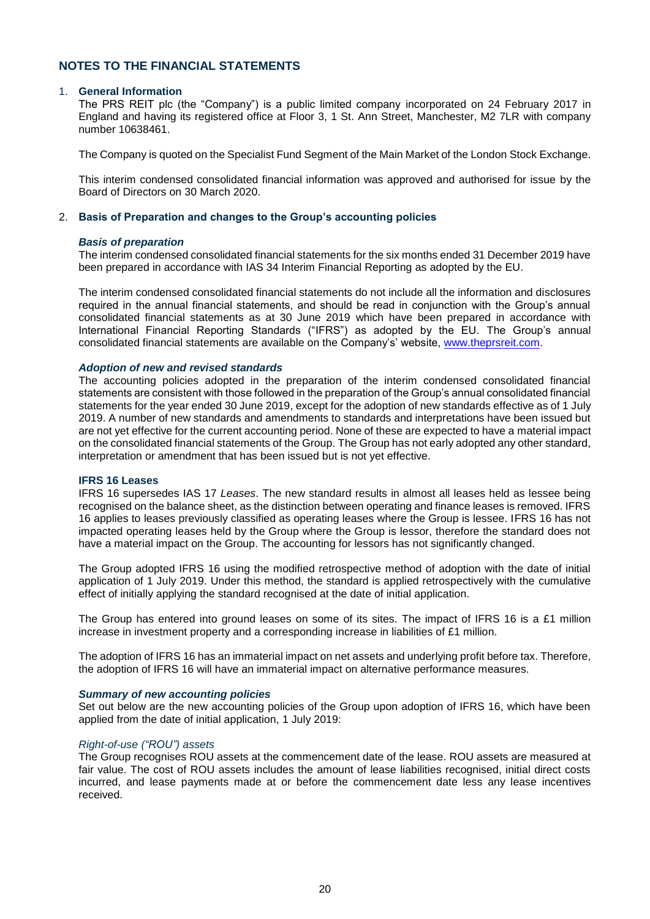## NOTES TO THE FINANCIAL STATEMENTS

### 1. General Information

The PRS REIT plc (the "Company") is a public limited company incorporated on 24 February 2017 in England and having its registered office at Floor 3, 1 St. Ann Street, Manchester, M2 7LR with company number 10638461.

The Company is quoted on the Specialist Fund Segment of the Main Market of the London Stock Exchange.

This interim condensed consolidated financial information was approved and authorised for issue by the Board of Directors on 30 March 2020.

### 2. Basis of Preparation and changes to the Group's accounting policies

***Basis of preparation***

The interim condensed consolidated financial statements for the six months ended 31 December 2019 have been prepared in accordance with IAS 34 Interim Financial Reporting as adopted by the EU.

The interim condensed consolidated financial statements do not include all the information and disclosures required in the annual financial statements, and should be read in conjunction with the Group's annual consolidated financial statements as at 30 June 2019 which have been prepared in accordance with International Financial Reporting Standards ("IFRS") as adopted by the EU. The Group's annual consolidated financial statements are available on the Company's' website, www.theprsreit.com.

***Adoption of new and revised standards***

The accounting policies adopted in the preparation of the interim condensed consolidated financial statements are consistent with those followed in the preparation of the Group's annual consolidated financial statements for the year ended 30 June 2019, except for the adoption of new standards effective as of 1 July 2019. A number of new standards and amendments to standards and interpretations have been issued but are not yet effective for the current accounting period. None of these are expected to have a material impact on the consolidated financial statements of the Group. The Group has not early adopted any other standard, interpretation or amendment that has been issued but is not yet effective.

**IFRS 16 Leases**

IFRS 16 supersedes IAS 17 *Leases*. The new standard results in almost all leases held as lessee being recognised on the balance sheet, as the distinction between operating and finance leases is removed. IFRS 16 applies to leases previously classified as operating leases where the Group is lessee. IFRS 16 has not impacted operating leases held by the Group where the Group is lessor, therefore the standard does not have a material impact on the Group. The accounting for lessors has not significantly changed.

The Group adopted IFRS 16 using the modified retrospective method of adoption with the date of initial application of 1 July 2019. Under this method, the standard is applied retrospectively with the cumulative effect of initially applying the standard recognised at the date of initial application.

The Group has entered into ground leases on some of its sites. The impact of IFRS 16 is a £1 million increase in investment property and a corresponding increase in liabilities of £1 million.

The adoption of IFRS 16 has an immaterial impact on net assets and underlying profit before tax. Therefore, the adoption of IFRS 16 will have an immaterial impact on alternative performance measures.

***Summary of new accounting policies***

Set out below are the new accounting policies of the Group upon adoption of IFRS 16, which have been applied from the date of initial application, 1 July 2019:

*Right-of-use ("ROU") assets*

The Group recognises ROU assets at the commencement date of the lease. ROU assets are measured at fair value. The cost of ROU assets includes the amount of lease liabilities recognised, initial direct costs incurred, and lease payments made at or before the commencement date less any lease incentives received.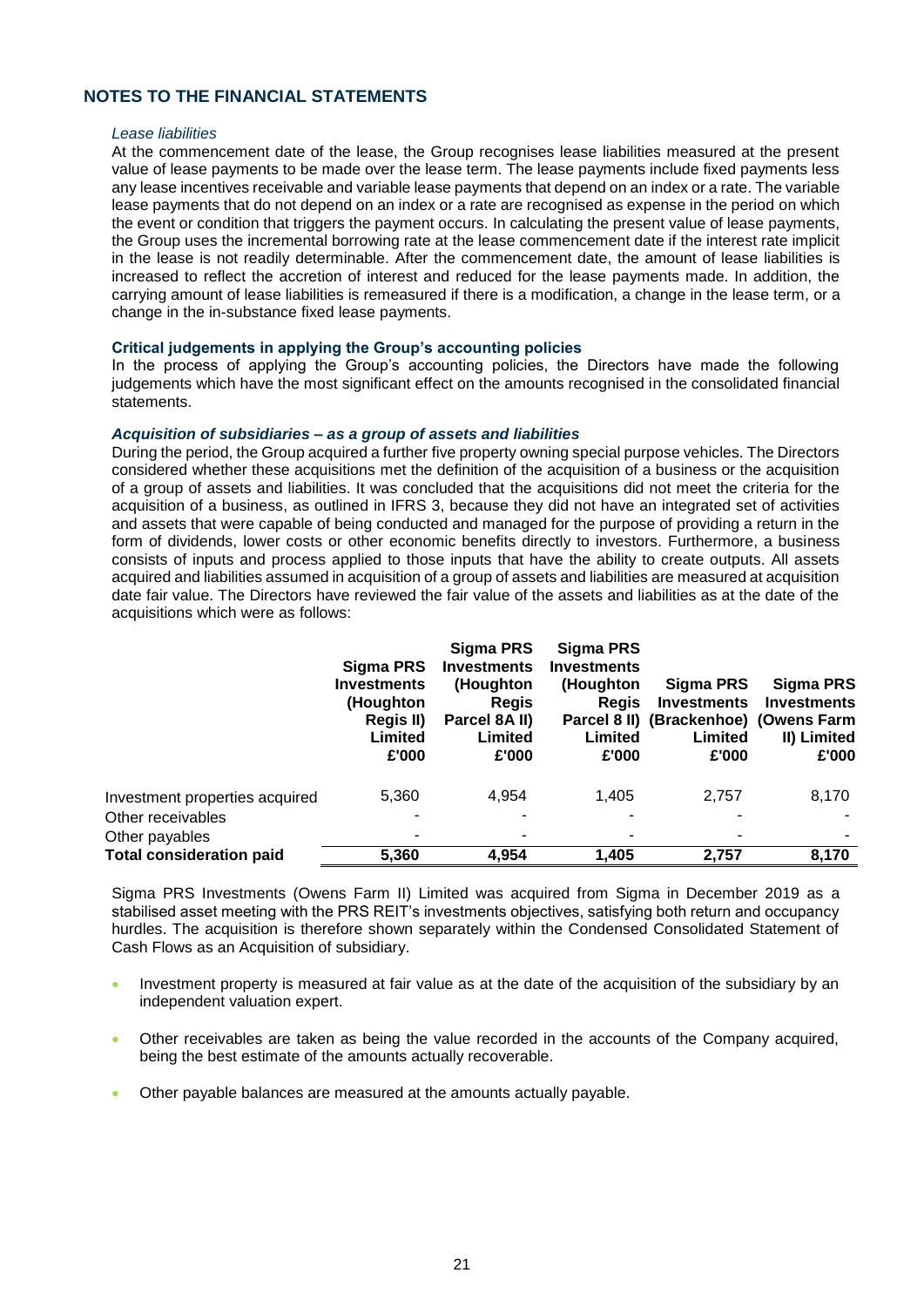## NOTES TO THE FINANCIAL STATEMENTS

*Lease liabilities*

At the commencement date of the lease, the Group recognises lease liabilities measured at the present value of lease payments to be made over the lease term. The lease payments include fixed payments less any lease incentives receivable and variable lease payments that depend on an index or a rate. The variable lease payments that do not depend on an index or a rate are recognised as expense in the period on which the event or condition that triggers the payment occurs. In calculating the present value of lease payments, the Group uses the incremental borrowing rate at the lease commencement date if the interest rate implicit in the lease is not readily determinable. After the commencement date, the amount of lease liabilities is increased to reflect the accretion of interest and reduced for the lease payments made. In addition, the carrying amount of lease liabilities is remeasured if there is a modification, a change in the lease term, or a change in the in-substance fixed lease payments.

### Critical judgements in applying the Group's accounting policies

In the process of applying the Group's accounting policies, the Directors have made the following judgements which have the most significant effect on the amounts recognised in the consolidated financial statements.

***Acquisition of subsidiaries – as a group of assets and liabilities***

During the period, the Group acquired a further five property owning special purpose vehicles. The Directors considered whether these acquisitions met the definition of the acquisition of a business or the acquisition of a group of assets and liabilities. It was concluded that the acquisitions did not meet the criteria for the acquisition of a business, as outlined in IFRS 3, because they did not have an integrated set of activities and assets that were capable of being conducted and managed for the purpose of providing a return in the form of dividends, lower costs or other economic benefits directly to investors. Furthermore, a business consists of inputs and process applied to those inputs that have the ability to create outputs. All assets acquired and liabilities assumed in acquisition of a group of assets and liabilities are measured at acquisition date fair value. The Directors have reviewed the fair value of the assets and liabilities as at the date of the acquisitions which were as follows:

| | Sigma PRS Investments (Houghton Regis II) Limited £'000 | Sigma PRS Investments (Houghton Regis Parcel 8A II) Limited £'000 | Sigma PRS Investments (Houghton Regis Parcel 8 II) Limited £'000 | Sigma PRS Investments (Brackenhoe) Limited £'000 | Sigma PRS Investments (Owens Farm II) Limited £'000 |
|---|---|---|---|---|---|
| Investment properties acquired | 5,360 | 4,954 | 1,405 | 2,757 | 8,170 |
| Other receivables | - | - | - | - | - |
| Other payables | - | - | - | - | - |
| **Total consideration paid** | **5,360** | **4,954** | **1,405** | **2,757** | **8,170** |

Sigma PRS Investments (Owens Farm II) Limited was acquired from Sigma in December 2019 as a stabilised asset meeting with the PRS REIT's investments objectives, satisfying both return and occupancy hurdles. The acquisition is therefore shown separately within the Condensed Consolidated Statement of Cash Flows as an Acquisition of subsidiary.

- Investment property is measured at fair value as at the date of the acquisition of the subsidiary by an independent valuation expert.
- Other receivables are taken as being the value recorded in the accounts of the Company acquired, being the best estimate of the amounts actually recoverable.
- Other payable balances are measured at the amounts actually payable.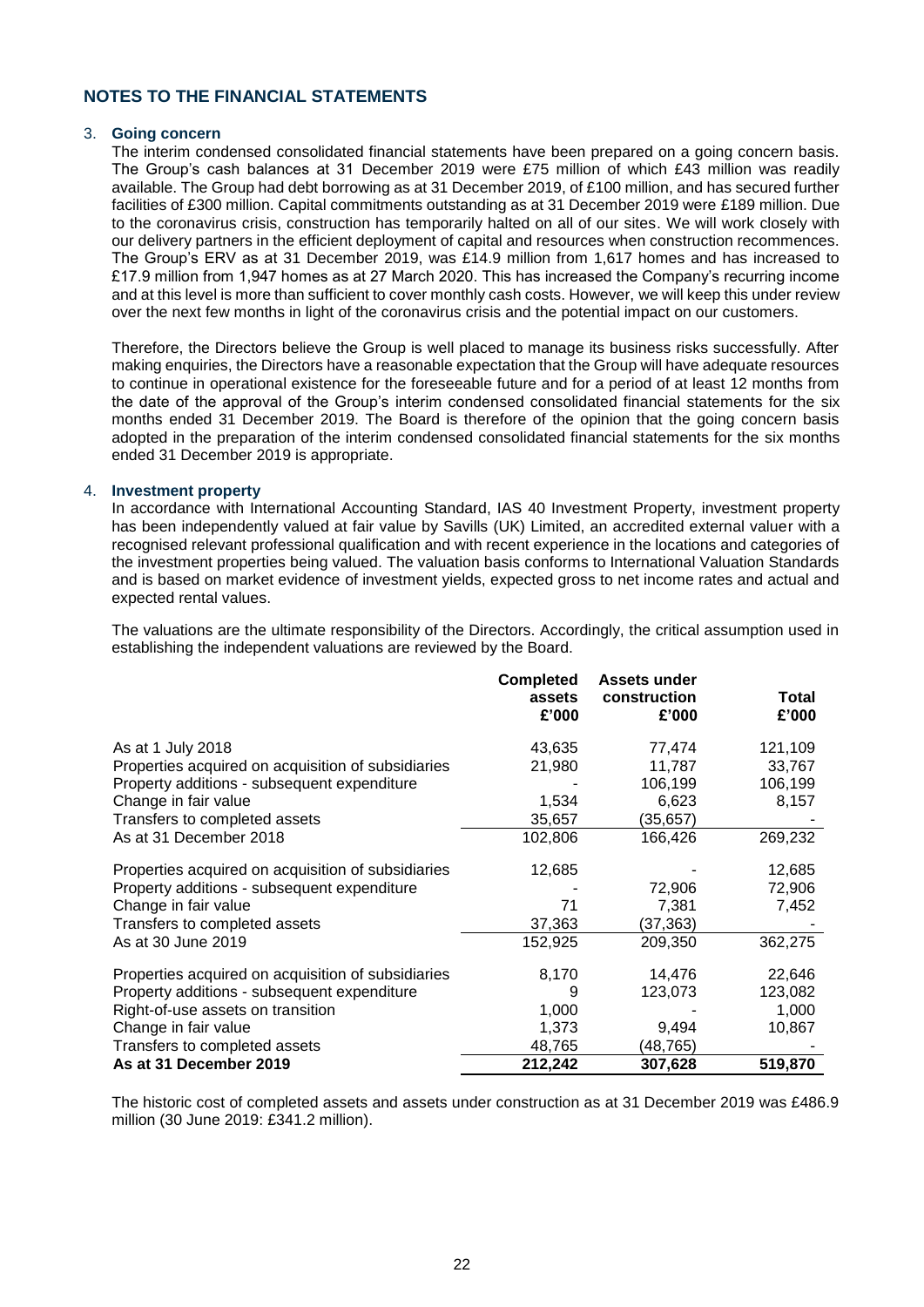## NOTES TO THE FINANCIAL STATEMENTS

### 3. Going concern

The interim condensed consolidated financial statements have been prepared on a going concern basis. The Group's cash balances at 31 December 2019 were £75 million of which £43 million was readily available. The Group had debt borrowing as at 31 December 2019, of £100 million, and has secured further facilities of £300 million. Capital commitments outstanding as at 31 December 2019 were £189 million. Due to the coronavirus crisis, construction has temporarily halted on all of our sites. We will work closely with our delivery partners in the efficient deployment of capital and resources when construction recommences. The Group's ERV as at 31 December 2019, was £14.9 million from 1,617 homes and has increased to £17.9 million from 1,947 homes as at 27 March 2020. This has increased the Company's recurring income and at this level is more than sufficient to cover monthly cash costs. However, we will keep this under review over the next few months in light of the coronavirus crisis and the potential impact on our customers.

Therefore, the Directors believe the Group is well placed to manage its business risks successfully. After making enquiries, the Directors have a reasonable expectation that the Group will have adequate resources to continue in operational existence for the foreseeable future and for a period of at least 12 months from the date of the approval of the Group's interim condensed consolidated financial statements for the six months ended 31 December 2019. The Board is therefore of the opinion that the going concern basis adopted in the preparation of the interim condensed consolidated financial statements for the six months ended 31 December 2019 is appropriate.

### 4. Investment property

In accordance with International Accounting Standard, IAS 40 Investment Property, investment property has been independently valued at fair value by Savills (UK) Limited, an accredited external valuer with a recognised relevant professional qualification and with recent experience in the locations and categories of the investment properties being valued. The valuation basis conforms to International Valuation Standards and is based on market evidence of investment yields, expected gross to net income rates and actual and expected rental values.

The valuations are the ultimate responsibility of the Directors. Accordingly, the critical assumption used in establishing the independent valuations are reviewed by the Board.

| | Completed assets £'000 | Assets under construction £'000 | Total £'000 |
|---|---|---|---|
| As at 1 July 2018 | 43,635 | 77,474 | 121,109 |
| Properties acquired on acquisition of subsidiaries | 21,980 | 11,787 | 33,767 |
| Property additions - subsequent expenditure | - | 106,199 | 106,199 |
| Change in fair value | 1,534 | 6,623 | 8,157 |
| Transfers to completed assets | 35,657 | (35,657) | - |
| As at 31 December 2018 | 102,806 | 166,426 | 269,232 |
| Properties acquired on acquisition of subsidiaries | 12,685 | - | 12,685 |
| Property additions - subsequent expenditure | - | 72,906 | 72,906 |
| Change in fair value | 71 | 7,381 | 7,452 |
| Transfers to completed assets | 37,363 | (37,363) | - |
| As at 30 June 2019 | 152,925 | 209,350 | 362,275 |
| Properties acquired on acquisition of subsidiaries | 8,170 | 14,476 | 22,646 |
| Property additions - subsequent expenditure | 9 | 123,073 | 123,082 |
| Right-of-use assets on transition | 1,000 | - | 1,000 |
| Change in fair value | 1,373 | 9,494 | 10,867 |
| Transfers to completed assets | 48,765 | (48,765) | - |
| **As at 31 December 2019** | **212,242** | **307,628** | **519,870** |

The historic cost of completed assets and assets under construction as at 31 December 2019 was £486.9 million (30 June 2019: £341.2 million).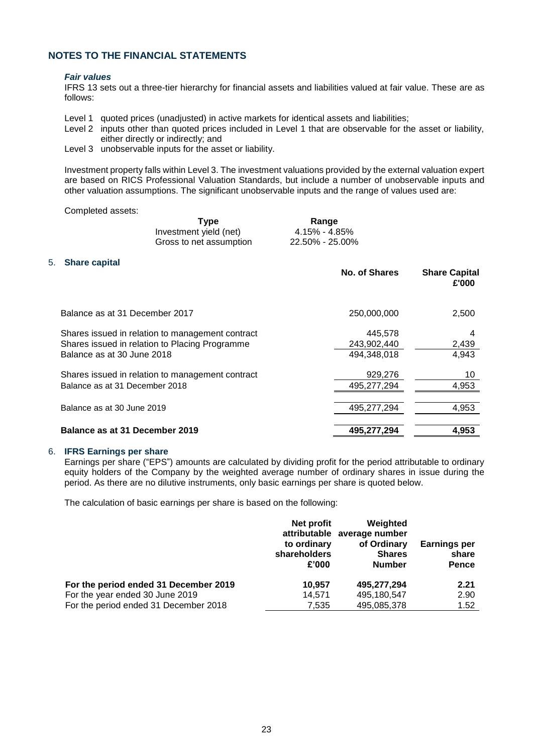## NOTES TO THE FINANCIAL STATEMENTS

### *Fair values*

IFRS 13 sets out a three-tier hierarchy for financial assets and liabilities valued at fair value. These are as follows:

- Level 1 quoted prices (unadjusted) in active markets for identical assets and liabilities;
- Level 2 inputs other than quoted prices included in Level 1 that are observable for the asset or liability, either directly or indirectly; and
- Level 3 unobservable inputs for the asset or liability.

Investment property falls within Level 3. The investment valuations provided by the external valuation expert are based on RICS Professional Valuation Standards, but include a number of unobservable inputs and other valuation assumptions. The significant unobservable inputs and the range of values used are:

Completed assets:

| Type | Range |
| --- | --- |
| Investment yield (net) | 4.15% - 4.85% |
| Gross to net assumption | 22.50% - 25.00% |

### 5. Share capital

| | No. of Shares | Share Capital £'000 |
| --- | --- | --- |
| Balance as at 31 December 2017 | 250,000,000 | 2,500 |
| Shares issued in relation to management contract | 445,578 | 4 |
| Shares issued in relation to Placing Programme | 243,902,440 | 2,439 |
| Balance as at 30 June 2018 | 494,348,018 | 4,943 |
| Shares issued in relation to management contract | 929,276 | 10 |
| Balance as at 31 December 2018 | 495,277,294 | 4,953 |
| Balance as at 30 June 2019 | 495,277,294 | 4,953 |
| **Balance as at 31 December 2019** | **495,277,294** | **4,953** |

### 6. IFRS Earnings per share

Earnings per share ("EPS") amounts are calculated by dividing profit for the period attributable to ordinary equity holders of the Company by the weighted average number of ordinary shares in issue during the period. As there are no dilutive instruments, only basic earnings per share is quoted below.

The calculation of basic earnings per share is based on the following:

| | Net profit attributable to ordinary shareholders £'000 | Weighted average number of Ordinary Shares Number | Earnings per share Pence |
| --- | --- | --- | --- |
| **For the period ended 31 December 2019** | **10,957** | **495,277,294** | **2.21** |
| For the year ended 30 June 2019 | 14,571 | 495,180,547 | 2.90 |
| For the period ended 31 December 2018 | 7,535 | 495,085,378 | 1.52 |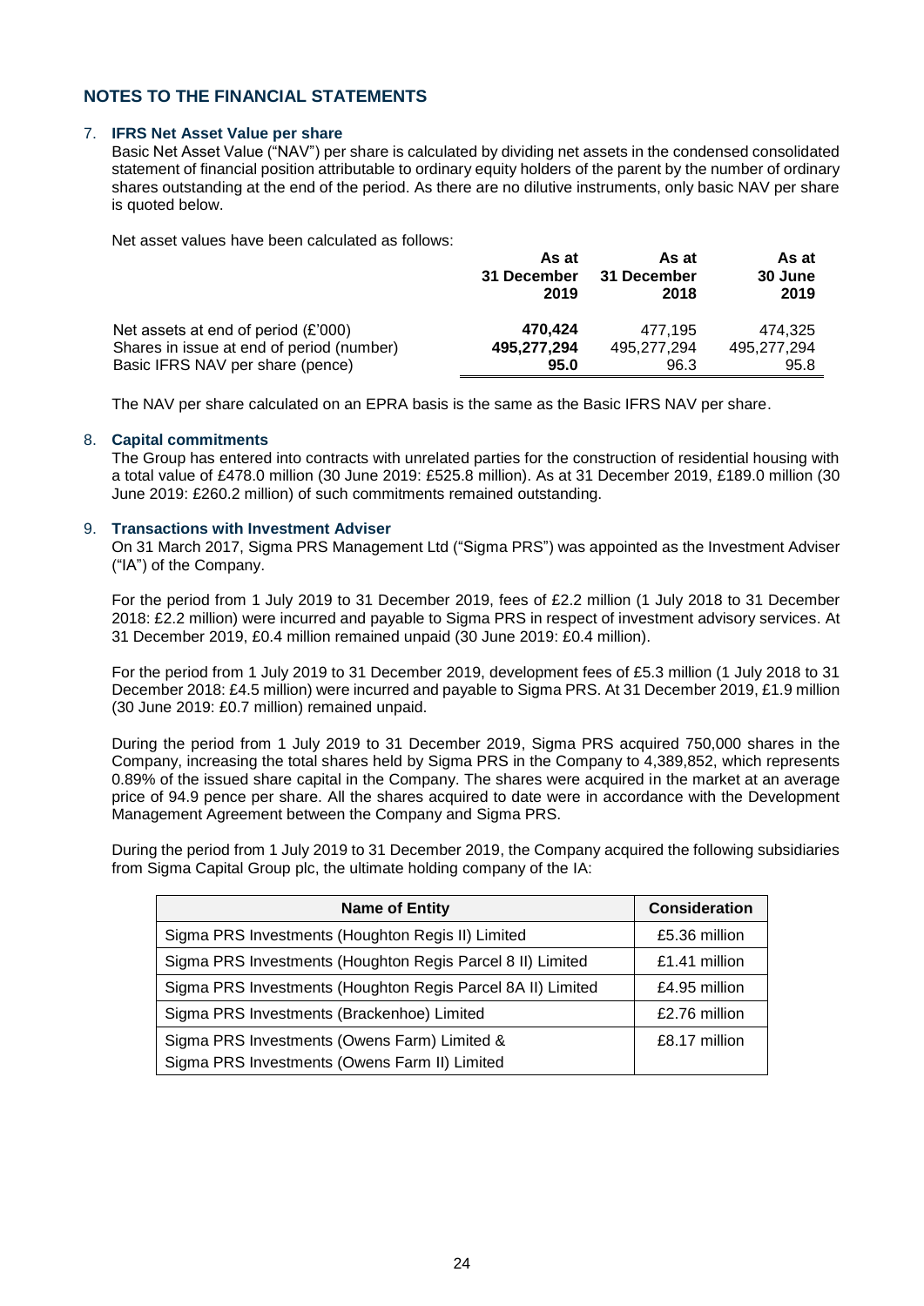## NOTES TO THE FINANCIAL STATEMENTS

### 7. IFRS Net Asset Value per share

Basic Net Asset Value ("NAV") per share is calculated by dividing net assets in the condensed consolidated statement of financial position attributable to ordinary equity holders of the parent by the number of ordinary shares outstanding at the end of the period. As there are no dilutive instruments, only basic NAV per share is quoted below.

Net asset values have been calculated as follows:

| | As at 31 December 2019 | As at 31 December 2018 | As at 30 June 2019 |
|---|---|---|---|
| Net assets at end of period (£'000) | **470,424** | 477,195 | 474,325 |
| Shares in issue at end of period (number) | **495,277,294** | 495,277,294 | 495,277,294 |
| Basic IFRS NAV per share (pence) | **95.0** | 96.3 | 95.8 |

The NAV per share calculated on an EPRA basis is the same as the Basic IFRS NAV per share.

### 8. Capital commitments

The Group has entered into contracts with unrelated parties for the construction of residential housing with a total value of £478.0 million (30 June 2019: £525.8 million). As at 31 December 2019, £189.0 million (30 June 2019: £260.2 million) of such commitments remained outstanding.

### 9. Transactions with Investment Adviser

On 31 March 2017, Sigma PRS Management Ltd ("Sigma PRS") was appointed as the Investment Adviser ("IA") of the Company.

For the period from 1 July 2019 to 31 December 2019, fees of £2.2 million (1 July 2018 to 31 December 2018: £2.2 million) were incurred and payable to Sigma PRS in respect of investment advisory services. At 31 December 2019, £0.4 million remained unpaid (30 June 2019: £0.4 million).

For the period from 1 July 2019 to 31 December 2019, development fees of £5.3 million (1 July 2018 to 31 December 2018: £4.5 million) were incurred and payable to Sigma PRS. At 31 December 2019, £1.9 million (30 June 2019: £0.7 million) remained unpaid.

During the period from 1 July 2019 to 31 December 2019, Sigma PRS acquired 750,000 shares in the Company, increasing the total shares held by Sigma PRS in the Company to 4,389,852, which represents 0.89% of the issued share capital in the Company. The shares were acquired in the market at an average price of 94.9 pence per share. All the shares acquired to date were in accordance with the Development Management Agreement between the Company and Sigma PRS.

During the period from 1 July 2019 to 31 December 2019, the Company acquired the following subsidiaries from Sigma Capital Group plc, the ultimate holding company of the IA:

| Name of Entity | Consideration |
|---|---|
| Sigma PRS Investments (Houghton Regis II) Limited | £5.36 million |
| Sigma PRS Investments (Houghton Regis Parcel 8 II) Limited | £1.41 million |
| Sigma PRS Investments (Houghton Regis Parcel 8A II) Limited | £4.95 million |
| Sigma PRS Investments (Brackenhoe) Limited | £2.76 million |
| Sigma PRS Investments (Owens Farm) Limited & Sigma PRS Investments (Owens Farm II) Limited | £8.17 million |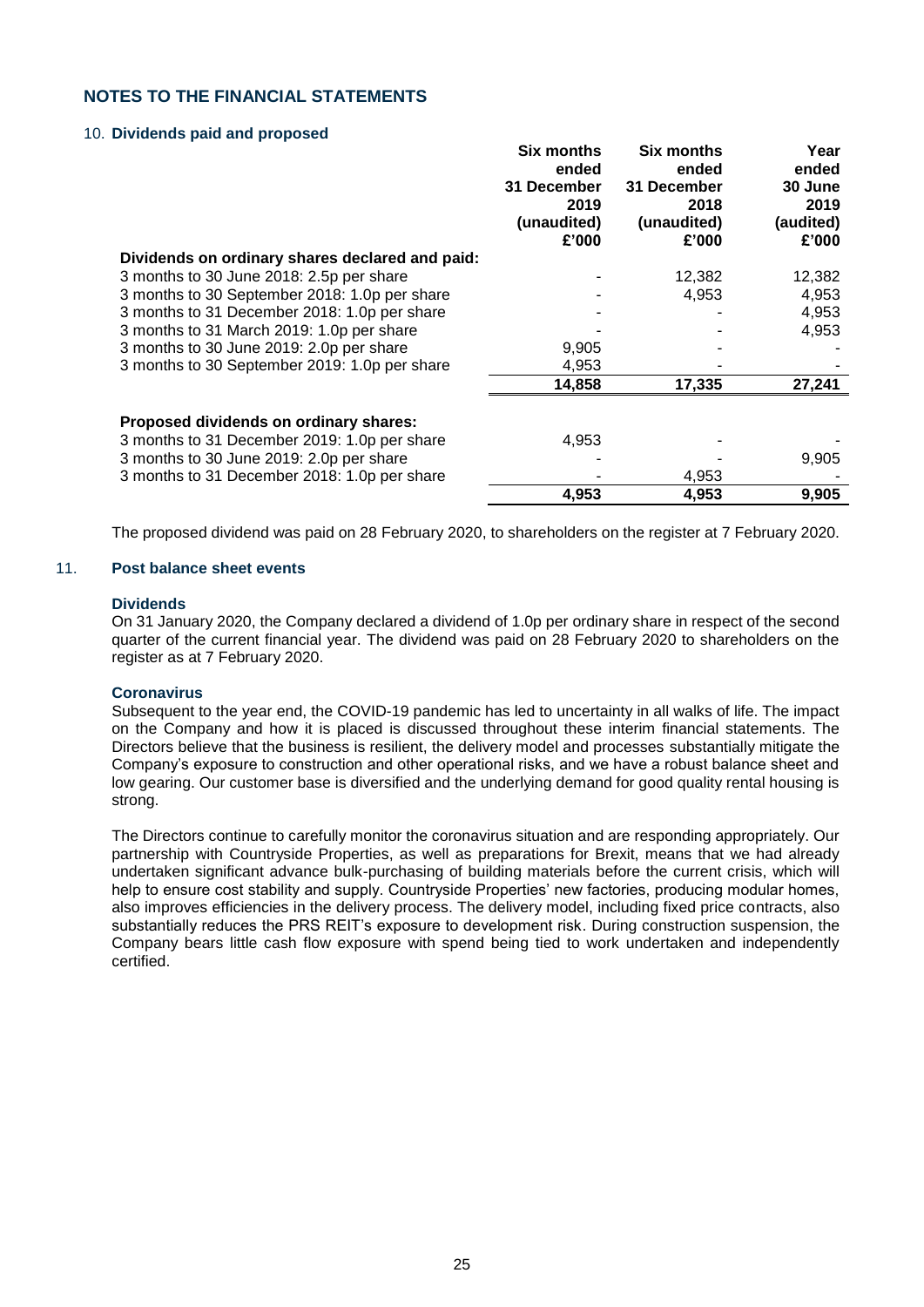## NOTES TO THE FINANCIAL STATEMENTS

### 10. Dividends paid and proposed

| | Six months ended 31 December 2019 (unaudited) £'000 | Six months ended 31 December 2018 (unaudited) £'000 | Year ended 30 June 2019 (audited) £'000 |
|---|---|---|---|
| **Dividends on ordinary shares declared and paid:** | | | |
| 3 months to 30 June 2018: 2.5p per share | - | 12,382 | 12,382 |
| 3 months to 30 September 2018: 1.0p per share | - | 4,953 | 4,953 |
| 3 months to 31 December 2018: 1.0p per share | - | - | 4,953 |
| 3 months to 31 March 2019: 1.0p per share | - | - | 4,953 |
| 3 months to 30 June 2019: 2.0p per share | 9,905 | - | - |
| 3 months to 30 September 2019: 1.0p per share | 4,953 | - | - |
| | **14,858** | **17,335** | **27,241** |
| **Proposed dividends on ordinary shares:** | | | |
| 3 months to 31 December 2019: 1.0p per share | 4,953 | - | - |
| 3 months to 30 June 2019: 2.0p per share | - | - | 9,905 |
| 3 months to 31 December 2018: 1.0p per share | - | 4,953 | - |
| | **4,953** | **4,953** | **9,905** |

The proposed dividend was paid on 28 February 2020, to shareholders on the register at 7 February 2020.

### 11. Post balance sheet events

**Dividends**

On 31 January 2020, the Company declared a dividend of 1.0p per ordinary share in respect of the second quarter of the current financial year. The dividend was paid on 28 February 2020 to shareholders on the register as at 7 February 2020.

**Coronavirus**

Subsequent to the year end, the COVID-19 pandemic has led to uncertainty in all walks of life. The impact on the Company and how it is placed is discussed throughout these interim financial statements. The Directors believe that the business is resilient, the delivery model and processes substantially mitigate the Company's exposure to construction and other operational risks, and we have a robust balance sheet and low gearing. Our customer base is diversified and the underlying demand for good quality rental housing is strong.

The Directors continue to carefully monitor the coronavirus situation and are responding appropriately. Our partnership with Countryside Properties, as well as preparations for Brexit, means that we had already undertaken significant advance bulk-purchasing of building materials before the current crisis, which will help to ensure cost stability and supply. Countryside Properties' new factories, producing modular homes, also improves efficiencies in the delivery process. The delivery model, including fixed price contracts, also substantially reduces the PRS REIT's exposure to development risk. During construction suspension, the Company bears little cash flow exposure with spend being tied to work undertaken and independently certified.